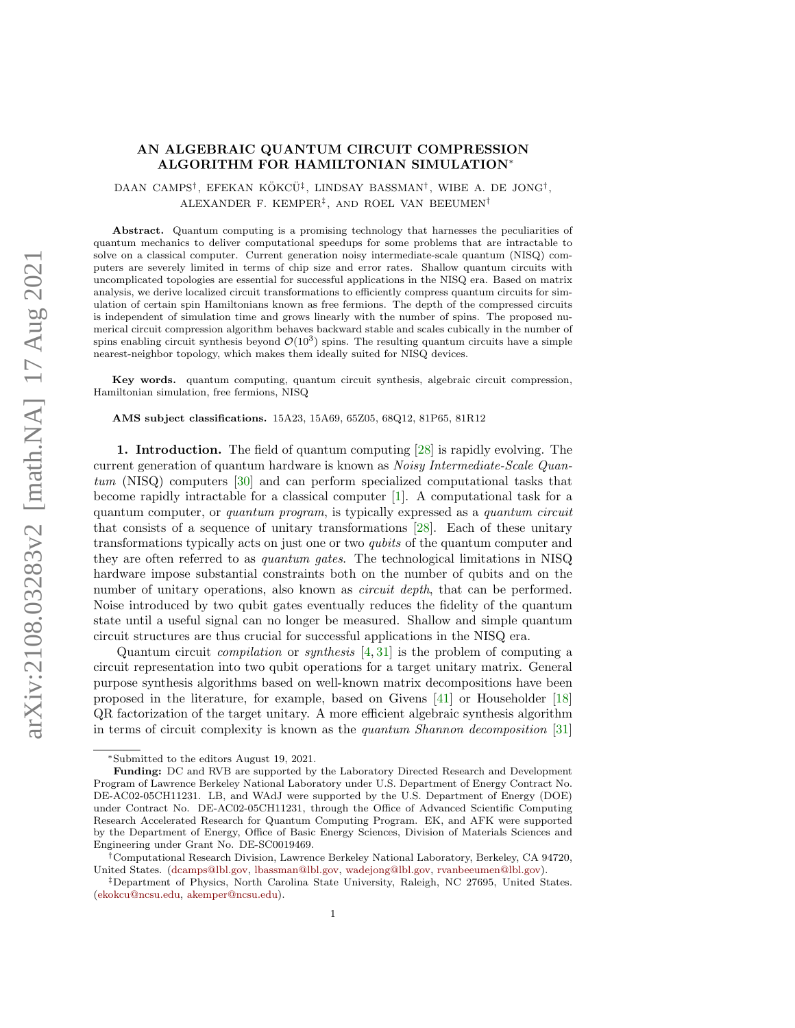# AN ALGEBRAIC QUANTUM CIRCUIT COMPRESSION ALGORITHM FOR HAMILTONIAN SIMULATION*

DAAN CAMPS†, EFEKAN KÖKCÜ‡, LINDSAY BASSMAN†, WIBE A. DE JONG†, ALEXANDER F. KEMPER‡, AND ROEL VAN BEEUMEN†

**Abstract.** Quantum computing is a promising technology that harnesses the peculiarities of quantum mechanics to deliver computational speedups for some problems that are intractable to solve on a classical computer. Current generation noisy intermediate-scale quantum (NISQ) computers are severely limited in terms of chip size and error rates. Shallow quantum circuits with uncomplicated topologies are essential for successful applications in the NISQ era. Based on matrix analysis, we derive localized circuit transformations to efficiently compress quantum circuits for simulation of certain spin Hamiltonians known as free fermions. The depth of the compressed circuits is independent of simulation time and grows linearly with the number of spins. The proposed numerical circuit compression algorithm behaves backward stable and scales cubically in the number of spins enabling circuit synthesis beyond $\mathcal{O}(10^3)$ spins. The resulting quantum circuits have a simple nearest-neighbor topology, which makes them ideally suited for NISQ devices.

**Key words.** quantum computing, quantum circuit synthesis, algebraic circuit compression, Hamiltonian simulation, free fermions, NISQ

**AMS subject classifications.** 15A23, 15A69, 65Z05, 68Q12, 81P65, 81R12

## 1. Introduction.

The field of quantum computing [28] is rapidly evolving. The current generation of quantum hardware is known as *Noisy Intermediate-Scale Quantum* (NISQ) computers [30] and can perform specialized computational tasks that become rapidly intractable for a classical computer [1]. A computational task for a quantum computer, or *quantum program*, is typically expressed as a *quantum circuit* that consists of a sequence of unitary transformations [28]. Each of these unitary transformations typically acts on just one or two *qubits* of the quantum computer and they are often referred to as *quantum gates*. The technological limitations in NISQ hardware impose substantial constraints both on the number of qubits and on the number of unitary operations, also known as *circuit depth*, that can be performed. Noise introduced by two qubit gates eventually reduces the fidelity of the quantum state until a useful signal can no longer be measured. Shallow and simple quantum circuit structures are thus crucial for successful applications in the NISQ era.

Quantum circuit *compilation* or *synthesis* [4, 31] is the problem of computing a circuit representation into two qubit operations for a target unitary matrix. General purpose synthesis algorithms based on well-known matrix decompositions have been proposed in the literature, for example, based on Givens [41] or Householder [18] QR factorization of the target unitary. A more efficient algebraic synthesis algorithm in terms of circuit complexity is known as the *quantum Shannon decomposition* [31]

---

*Submitted to the editors August 19, 2021.

**Funding:** DC and RVB are supported by the Laboratory Directed Research and Development Program of Lawrence Berkeley National Laboratory under U.S. Department of Energy Contract No. DE-AC02-05CH11231. LB, and WAdJ were supported by the U.S. Department of Energy (DOE) under Contract No. DE-AC02-05CH11231, through the Office of Advanced Scientific Computing Research Accelerated Research for Quantum Computing Program. EK, and AFK were supported by the Department of Energy, Office of Basic Energy Sciences, Division of Materials Sciences and Engineering under Grant No. DE-SC0019469.

†Computational Research Division, Lawrence Berkeley National Laboratory, Berkeley, CA 94720, United States. (dcamps@lbl.gov, lbassman@lbl.gov, wadejong@lbl.gov, rvanbeeumen@lbl.gov).

‡Department of Physics, North Carolina State University, Raleigh, NC 27695, United States. (ekokcu@ncsu.edu, akemper@ncsu.edu).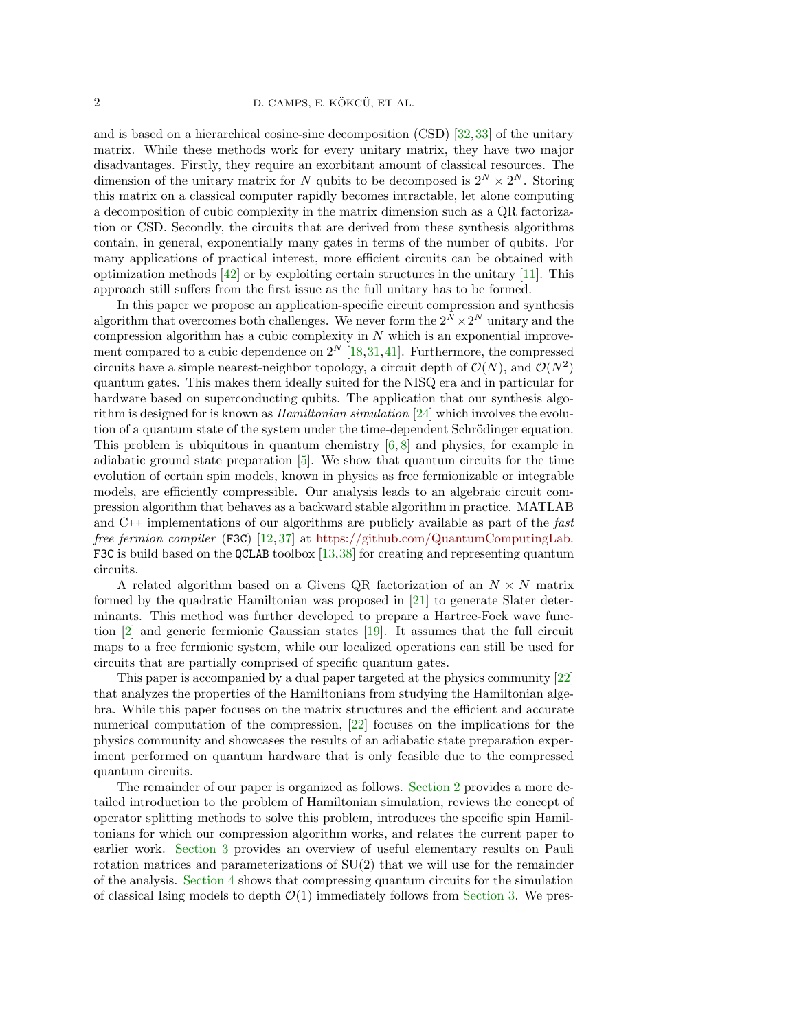and is based on a hierarchical cosine-sine decomposition (CSD) [32,33] of the unitary matrix. While these methods work for every unitary matrix, they have two major disadvantages. Firstly, they require an exorbitant amount of classical resources. The dimension of the unitary matrix for $N$ qubits to be decomposed is $2^N \times 2^N$. Storing this matrix on a classical computer rapidly becomes intractable, let alone computing a decomposition of cubic complexity in the matrix dimension such as a QR factorization or CSD. Secondly, the circuits that are derived from these synthesis algorithms contain, in general, exponentially many gates in terms of the number of qubits. For many applications of practical interest, more efficient circuits can be obtained with optimization methods [42] or by exploiting certain structures in the unitary [11]. This approach still suffers from the first issue as the full unitary has to be formed.

In this paper we propose an application-specific circuit compression and synthesis algorithm that overcomes both challenges. We never form the $2^N \times 2^N$ unitary and the compression algorithm has a cubic complexity in $N$ which is an exponential improvement compared to a cubic dependence on $2^N$ [18,31,41]. Furthermore, the compressed circuits have a simple nearest-neighbor topology, a circuit depth of $\mathcal{O}(N)$, and $\mathcal{O}(N^2)$ quantum gates. This makes them ideally suited for the NISQ era and in particular for hardware based on superconducting qubits. The application that our synthesis algorithm is designed for is known as *Hamiltonian simulation* [24] which involves the evolution of a quantum state of the system under the time-dependent Schrödinger equation. This problem is ubiquitous in quantum chemistry [6, 8] and physics, for example in adiabatic ground state preparation [5]. We show that quantum circuits for the time evolution of certain spin models, known in physics as free fermionizable or integrable models, are efficiently compressible. Our analysis leads to an algebraic circuit compression algorithm that behaves as a backward stable algorithm in practice. MATLAB and C++ implementations of our algorithms are publicly available as part of the *fast free fermion compiler* (`F3C`) [12,37] at https://github.com/QuantumComputingLab. `F3C` is build based on the `QCLAB` toolbox [13,38] for creating and representing quantum circuits.

A related algorithm based on a Givens QR factorization of an $N \times N$ matrix formed by the quadratic Hamiltonian was proposed in [21] to generate Slater determinants. This method was further developed to prepare a Hartree-Fock wave function [2] and generic fermionic Gaussian states [19]. It assumes that the full circuit maps to a free fermionic system, while our localized operations can still be used for circuits that are partially comprised of specific quantum gates.

This paper is accompanied by a dual paper targeted at the physics community [22] that analyzes the properties of the Hamiltonians from studying the Hamiltonian algebra. While this paper focuses on the matrix structures and the efficient and accurate numerical computation of the compression, [22] focuses on the implications for the physics community and showcases the results of an adiabatic state preparation experiment performed on quantum hardware that is only feasible due to the compressed quantum circuits.

The remainder of our paper is organized as follows. Section 2 provides a more detailed introduction to the problem of Hamiltonian simulation, reviews the concept of operator splitting methods to solve this problem, introduces the specific spin Hamiltonians for which our compression algorithm works, and relates the current paper to earlier work. Section 3 provides an overview of useful elementary results on Pauli rotation matrices and parameterizations of SU(2) that we will use for the remainder of the analysis. Section 4 shows that compressing quantum circuits for the simulation of classical Ising models to depth $\mathcal{O}(1)$ immediately follows from Section 3. We pres-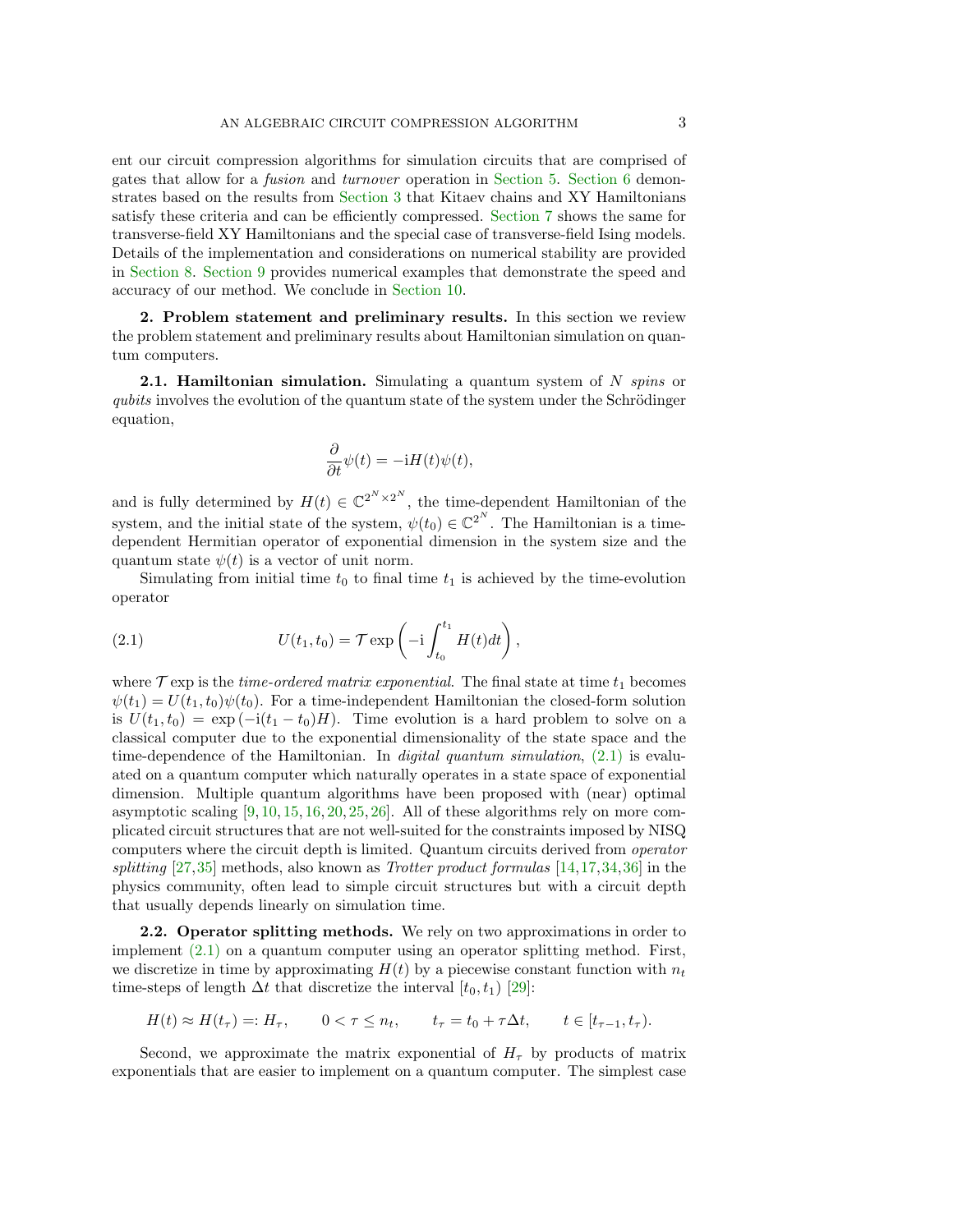ent our circuit compression algorithms for simulation circuits that are comprised of gates that allow for a *fusion* and *turnover* operation in Section 5. Section 6 demonstrates based on the results from Section 3 that Kitaev chains and XY Hamiltonians satisfy these criteria and can be efficiently compressed. Section 7 shows the same for transverse-field XY Hamiltonians and the special case of transverse-field Ising models. Details of the implementation and considerations on numerical stability are provided in Section 8. Section 9 provides numerical examples that demonstrate the speed and accuracy of our method. We conclude in Section 10.

## 2. Problem statement and preliminary results.

In this section we review the problem statement and preliminary results about Hamiltonian simulation on quantum computers.

### 2.1. Hamiltonian simulation.

Simulating a quantum system of $N$ *spins* or *qubits* involves the evolution of the quantum state of the system under the Schrödinger equation,

$$\frac{\partial}{\partial t}\psi(t) = -\mathrm{i}H(t)\psi(t),$$

and is fully determined by $H(t) \in \mathbb{C}^{2^N \times 2^N}$, the time-dependent Hamiltonian of the system, and the initial state of the system, $\psi(t_0) \in \mathbb{C}^{2^N}$. The Hamiltonian is a time-dependent Hermitian operator of exponential dimension in the system size and the quantum state $\psi(t)$ is a vector of unit norm.

Simulating from initial time $t_0$ to final time $t_1$ is achieved by the time-evolution operator

$$U(t_1, t_0) = \mathcal{T}\exp\left(-\mathrm{i}\int_{t_0}^{t_1} H(t)dt\right), \tag{2.1}$$

where $\mathcal{T}\exp$ is the *time-ordered matrix exponential*. The final state at time $t_1$ becomes $\psi(t_1) = U(t_1, t_0)\psi(t_0)$. For a time-independent Hamiltonian the closed-form solution is $U(t_1, t_0) = \exp(-\mathrm{i}(t_1 - t_0)H)$. Time evolution is a hard problem to solve on a classical computer due to the exponential dimensionality of the state space and the time-dependence of the Hamiltonian. In *digital quantum simulation*, (2.1) is evaluated on a quantum computer which naturally operates in a state space of exponential dimension. Multiple quantum algorithms have been proposed with (near) optimal asymptotic scaling [9, 10, 15, 16, 20, 25, 26]. All of these algorithms rely on more complicated circuit structures that are not well-suited for the constraints imposed by NISQ computers where the circuit depth is limited. Quantum circuits derived from *operator splitting* [27, 35] methods, also known as *Trotter product formulas* [14, 17, 34, 36] in the physics community, often lead to simple circuit structures but with a circuit depth that usually depends linearly on simulation time.

### 2.2. Operator splitting methods.

We rely on two approximations in order to implement (2.1) on a quantum computer using an operator splitting method. First, we discretize in time by approximating $H(t)$ by a piecewise constant function with $n_t$ time-steps of length $\Delta t$ that discretize the interval $[t_0, t_1)$ [29]:

$$H(t) \approx H(t_\tau) =: H_\tau, \qquad 0 < \tau \leq n_t, \qquad t_\tau = t_0 + \tau\Delta t, \qquad t \in [t_{\tau-1}, t_\tau).$$

Second, we approximate the matrix exponential of $H_\tau$ by products of matrix exponentials that are easier to implement on a quantum computer. The simplest case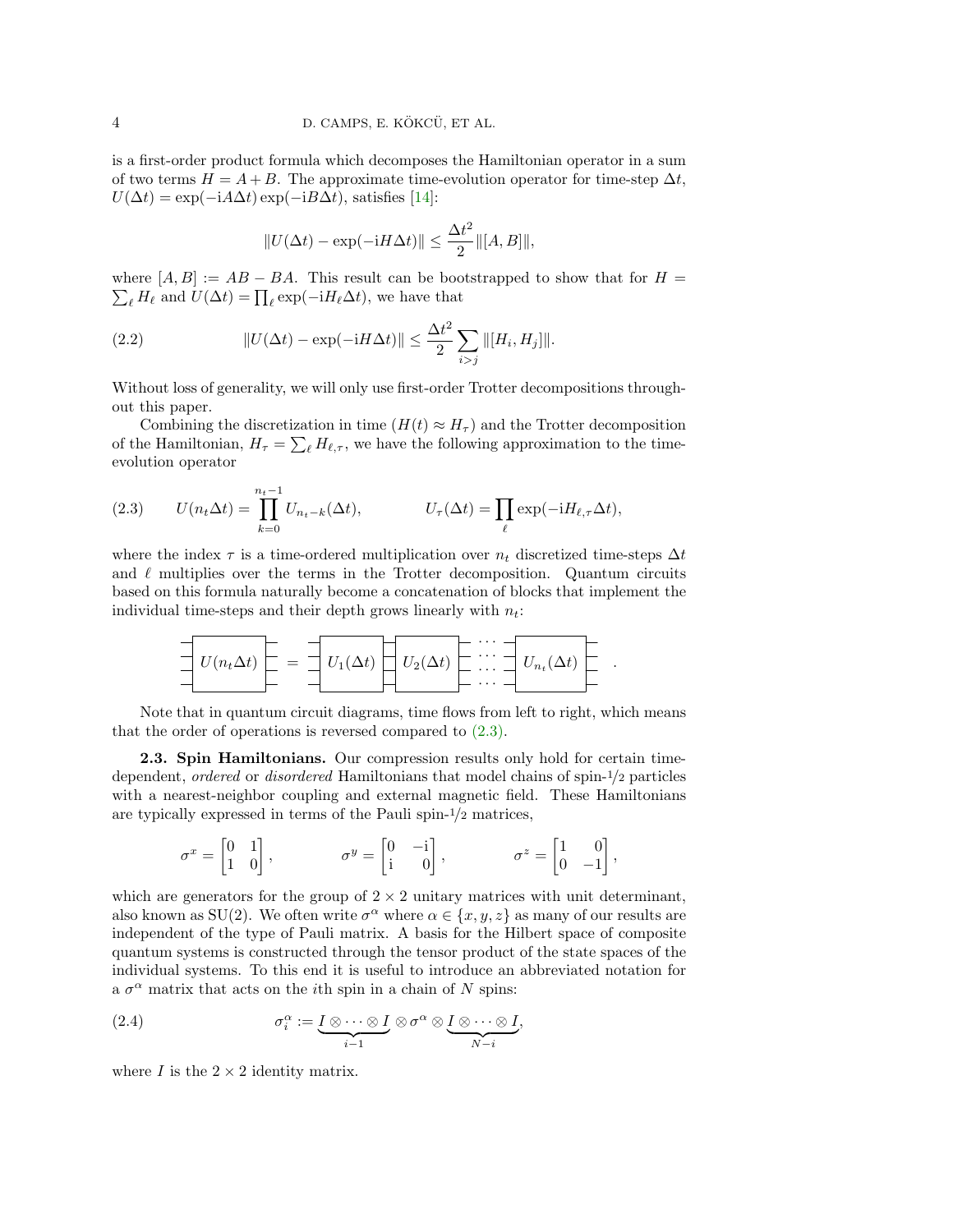is a first-order product formula which decomposes the Hamiltonian operator in a sum of two terms $H = A + B$. The approximate time-evolution operator for time-step $\Delta t$, $U(\Delta t) = \exp(-\mathrm{i}A\Delta t)\exp(-\mathrm{i}B\Delta t)$, satisfies [14]:

$$\|U(\Delta t) - \exp(-\mathrm{i}H\Delta t)\| \leq \frac{\Delta t^2}{2}\|[A, B]\|,$$

where $[A, B] := AB - BA$. This result can be bootstrapped to show that for $H = \sum_\ell H_\ell$ and $U(\Delta t) = \prod_\ell \exp(-\mathrm{i}H_\ell\Delta t)$, we have that

$$\|U(\Delta t) - \exp(-\mathrm{i}H\Delta t)\| \leq \frac{\Delta t^2}{2}\sum_{i>j}\|[H_i, H_j]\|. \tag{2.2}$$

Without loss of generality, we will only use first-order Trotter decompositions throughout this paper.

Combining the discretization in time ($H(t) \approx H_\tau$) and the Trotter decomposition of the Hamiltonian, $H_\tau = \sum_\ell H_{\ell,\tau}$, we have the following approximation to the time-evolution operator

$$U(n_t\Delta t) = \prod_{k=0}^{n_t-1} U_{n_t-k}(\Delta t), \qquad\qquad U_\tau(\Delta t) = \prod_\ell \exp(-\mathrm{i}H_{\ell,\tau}\Delta t), \tag{2.3}$$

where the index $\tau$ is a time-ordered multiplication over $n_t$ discretized time-steps $\Delta t$ and $\ell$ multiplies over the terms in the Trotter decomposition. Quantum circuits based on this formula naturally become a concatenation of blocks that implement the individual time-steps and their depth grows linearly with $n_t$:

$$U(n_t\Delta t) \;=\; U_1(\Delta t)\; U_2(\Delta t)\; \cdots\; U_{n_t}(\Delta t) \quad .$$

Note that in quantum circuit diagrams, time flows from left to right, which means that the order of operations is reversed compared to (2.3).

**2.3. Spin Hamiltonians.** Our compression results only hold for certain time-dependent, *ordered* or *disordered* Hamiltonians that model chains of spin-1/2 particles with a nearest-neighbor coupling and external magnetic field. These Hamiltonians are typically expressed in terms of the Pauli spin-1/2 matrices,

$$\sigma^x = \begin{bmatrix} 0 & 1 \\ 1 & 0 \end{bmatrix}, \qquad \sigma^y = \begin{bmatrix} 0 & -\mathrm{i} \\ \mathrm{i} & 0 \end{bmatrix}, \qquad \sigma^z = \begin{bmatrix} 1 & 0 \\ 0 & -1 \end{bmatrix},$$

which are generators for the group of $2 \times 2$ unitary matrices with unit determinant, also known as SU(2). We often write $\sigma^\alpha$ where $\alpha \in \{x, y, z\}$ as many of our results are independent of the type of Pauli matrix. A basis for the Hilbert space of composite quantum systems is constructed through the tensor product of the state spaces of the individual systems. To this end it is useful to introduce an abbreviated notation for a $\sigma^\alpha$ matrix that acts on the $i$th spin in a chain of $N$ spins:

$$\sigma_i^\alpha := \underbrace{I \otimes \cdots \otimes I}_{i-1} \otimes \sigma^\alpha \otimes \underbrace{I \otimes \cdots \otimes I}_{N-i}, \tag{2.4}$$

where $I$ is the $2 \times 2$ identity matrix.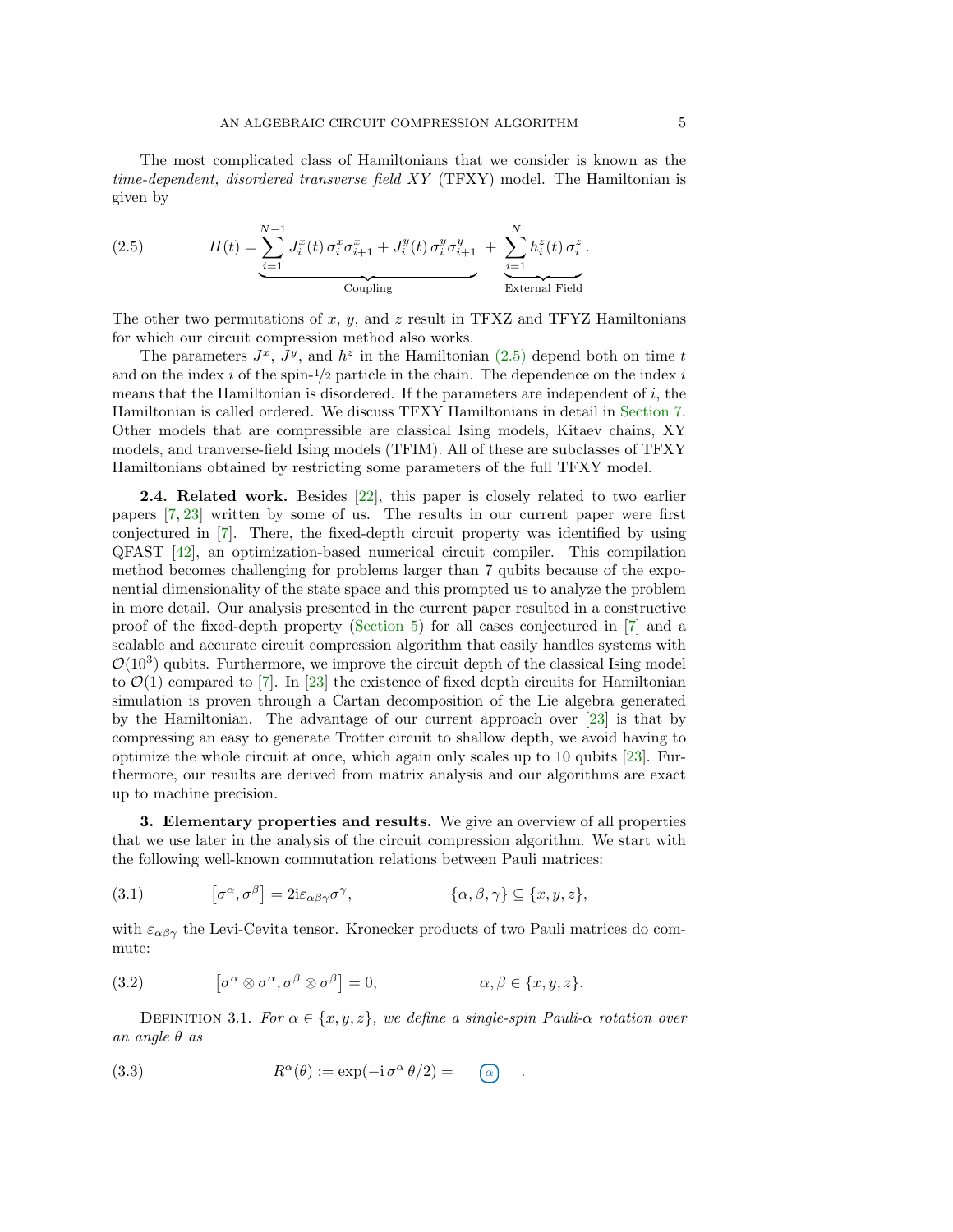The most complicated class of Hamiltonians that we consider is known as the *time-dependent, disordered transverse field XY* (TFXY) model. The Hamiltonian is given by

$$H(t) = \underbrace{\sum_{i=1}^{N-1} J_i^x(t)\, \sigma_i^x \sigma_{i+1}^x + J_i^y(t)\, \sigma_i^y \sigma_{i+1}^y}_{\text{Coupling}} \;+\; \underbrace{\sum_{i=1}^{N} h_i^z(t)\, \sigma_i^z}_{\text{External Field}}. \tag{2.5}$$

The other two permutations of $x$, $y$, and $z$ result in TFXZ and TFYZ Hamiltonians for which our circuit compression method also works.

The parameters $J^x$, $J^y$, and $h^z$ in the Hamiltonian (2.5) depend both on time $t$ and on the index $i$ of the spin-$1/2$ particle in the chain. The dependence on the index $i$ means that the Hamiltonian is disordered. If the parameters are independent of $i$, the Hamiltonian is called ordered. We discuss TFXY Hamiltonians in detail in Section 7. Other models that are compressible are classical Ising models, Kitaev chains, XY models, and tranverse-field Ising models (TFIM). All of these are subclasses of TFXY Hamiltonians obtained by restricting some parameters of the full TFXY model.

**2.4. Related work.** Besides [22], this paper is closely related to two earlier papers [7, 23] written by some of us. The results in our current paper were first conjectured in [7]. There, the fixed-depth circuit property was identified by using QFAST [42], an optimization-based numerical circuit compiler. This compilation method becomes challenging for problems larger than 7 qubits because of the exponential dimensionality of the state space and this prompted us to analyze the problem in more detail. Our analysis presented in the current paper resulted in a constructive proof of the fixed-depth property (Section 5) for all cases conjectured in [7] and a scalable and accurate circuit compression algorithm that easily handles systems with $\mathcal{O}(10^3)$ qubits. Furthermore, we improve the circuit depth of the classical Ising model to $\mathcal{O}(1)$ compared to [7]. In [23] the existence of fixed depth circuits for Hamiltonian simulation is proven through a Cartan decomposition of the Lie algebra generated by the Hamiltonian. The advantage of our current approach over [23] is that by compressing an easy to generate Trotter circuit to shallow depth, we avoid having to optimize the whole circuit at once, which again only scales up to 10 qubits [23]. Furthermore, our results are derived from matrix analysis and our algorithms are exact up to machine precision.

**3. Elementary properties and results.** We give an overview of all properties that we use later in the analysis of the circuit compression algorithm. We start with the following well-known commutation relations between Pauli matrices:

$$\left[\sigma^\alpha, \sigma^\beta\right] = 2\mathrm{i}\varepsilon_{\alpha\beta\gamma}\sigma^\gamma, \qquad \{\alpha, \beta, \gamma\} \subseteq \{x, y, z\}, \tag{3.1}$$

with $\varepsilon_{\alpha\beta\gamma}$ the Levi-Cevita tensor. Kronecker products of two Pauli matrices do commute:

$$\left[\sigma^\alpha \otimes \sigma^\alpha, \sigma^\beta \otimes \sigma^\beta\right] = 0, \qquad \alpha, \beta \in \{x, y, z\}. \tag{3.2}$$

Definition 3.1. *For $\alpha \in \{x, y, z\}$, we define a single-spin Pauli-$\alpha$ rotation over an angle $\theta$ as*

$$R^\alpha(\theta) := \exp(-\mathrm{i}\, \sigma^\alpha\, \theta/2) = \;-\!\boxed{\alpha}\!- \;. \tag{3.3}$$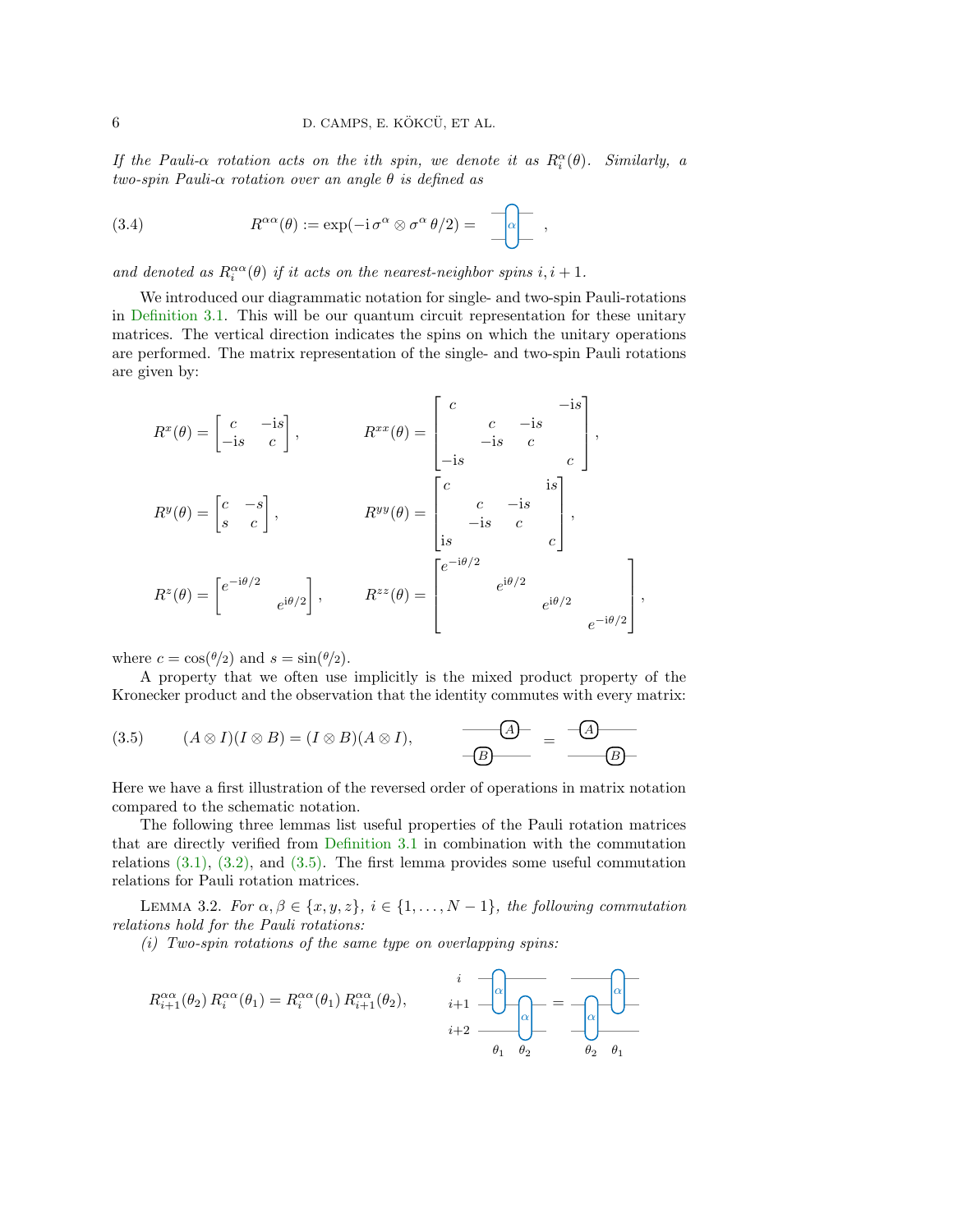*If the Pauli-$\alpha$ rotation acts on the ith spin, we denote it as $R_i^\alpha(\theta)$. Similarly, a two-spin Pauli-$\alpha$ rotation over an angle $\theta$ is defined as*

$$R^{\alpha\alpha}(\theta) := \exp(-\mathrm{i}\,\sigma^\alpha \otimes \sigma^\alpha\,\theta/2) = \qquad (3.4)$$

*and denoted as $R_i^{\alpha\alpha}(\theta)$ if it acts on the nearest-neighbor spins $i, i+1$.*

We introduced our diagrammatic notation for single- and two-spin Pauli-rotations in Definition 3.1. This will be our quantum circuit representation for these unitary matrices. The vertical direction indicates the spins on which the unitary operations are performed. The matrix representation of the single- and two-spin Pauli rotations are given by:

$$R^x(\theta) = \begin{bmatrix} c & -\mathrm{i}s \\ -\mathrm{i}s & c \end{bmatrix}, \qquad R^{xx}(\theta) = \begin{bmatrix} c & & & -\mathrm{i}s \\ & c & -\mathrm{i}s & \\ & -\mathrm{i}s & c & \\ -\mathrm{i}s & & & c \end{bmatrix},$$

$$R^y(\theta) = \begin{bmatrix} c & -s \\ s & c \end{bmatrix}, \qquad R^{yy}(\theta) = \begin{bmatrix} c & & & \mathrm{i}s \\ & c & -\mathrm{i}s & \\ & -\mathrm{i}s & c & \\ \mathrm{i}s & & & c \end{bmatrix},$$

$$R^z(\theta) = \begin{bmatrix} e^{-\mathrm{i}\theta/2} & \\ & e^{\mathrm{i}\theta/2} \end{bmatrix}, \qquad R^{zz}(\theta) = \begin{bmatrix} e^{-\mathrm{i}\theta/2} & & & \\ & e^{\mathrm{i}\theta/2} & & \\ & & e^{\mathrm{i}\theta/2} & \\ & & & e^{-\mathrm{i}\theta/2} \end{bmatrix},$$

where $c = \cos(\theta/2)$ and $s = \sin(\theta/2)$.

A property that we often use implicitly is the mixed product property of the Kronecker product and the observation that the identity commutes with every matrix:

$$(A \otimes I)(I \otimes B) = (I \otimes B)(A \otimes I), \qquad (3.5)$$

Here we have a first illustration of the reversed order of operations in matrix notation compared to the schematic notation.

The following three lemmas list useful properties of the Pauli rotation matrices that are directly verified from Definition 3.1 in combination with the commutation relations (3.1), (3.2), and (3.5). The first lemma provides some useful commutation relations for Pauli rotation matrices.

LEMMA 3.2. *For $\alpha, \beta \in \{x, y, z\}$, $i \in \{1, \ldots, N-1\}$, the following commutation relations hold for the Pauli rotations:*

*(i) Two-spin rotations of the same type on overlapping spins:*

$$R_{i+1}^{\alpha\alpha}(\theta_2)\, R_i^{\alpha\alpha}(\theta_1) = R_i^{\alpha\alpha}(\theta_1)\, R_{i+1}^{\alpha\alpha}(\theta_2),$$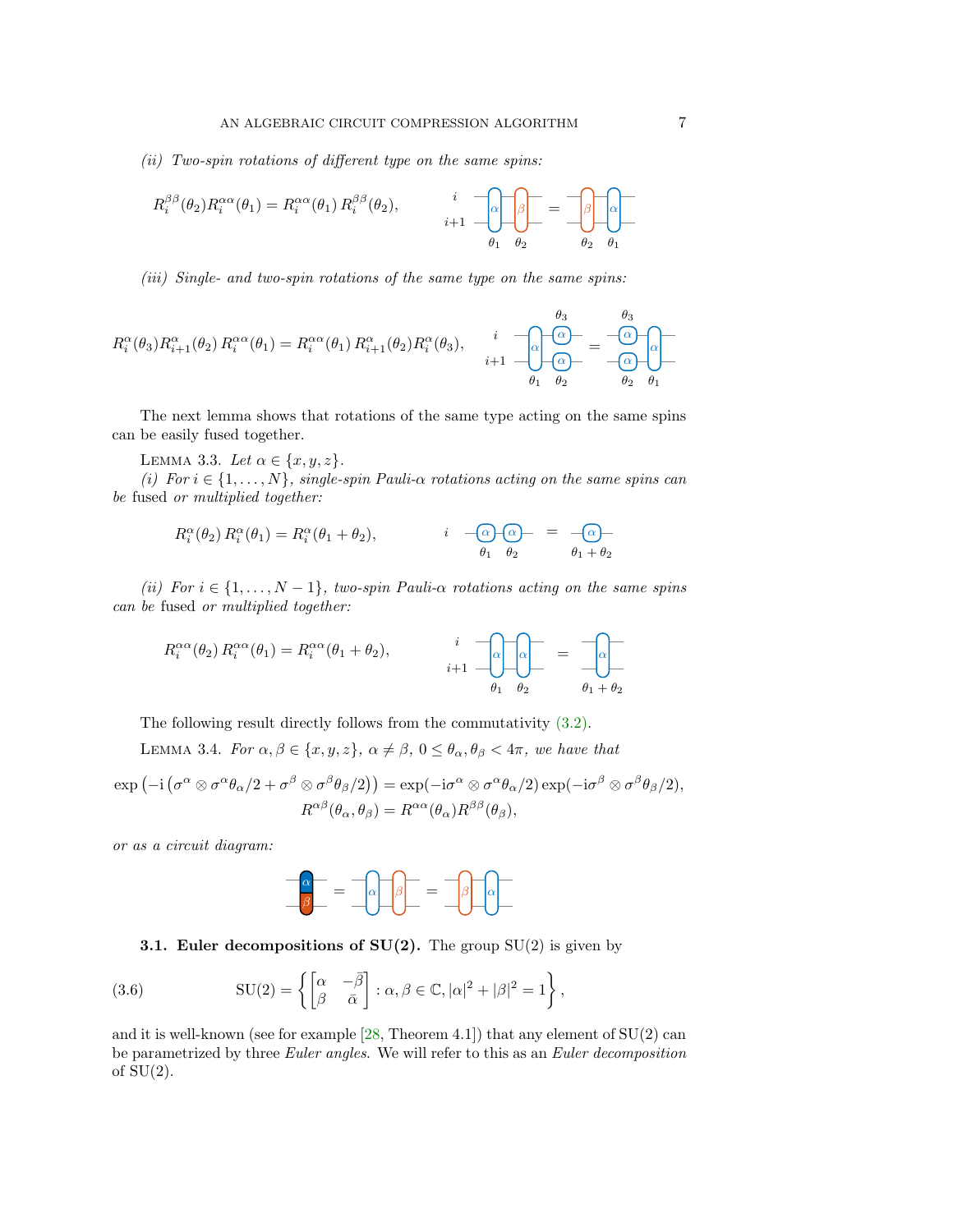*(ii) Two-spin rotations of different type on the same spins:*

$$R_i^{\beta\beta}(\theta_2)R_i^{\alpha\alpha}(\theta_1) = R_i^{\alpha\alpha}(\theta_1)\, R_i^{\beta\beta}(\theta_2),$$

*(iii) Single- and two-spin rotations of the same type on the same spins:*

$$R_i^{\alpha}(\theta_3)R_{i+1}^{\alpha}(\theta_2)\, R_i^{\alpha\alpha}(\theta_1) = R_i^{\alpha\alpha}(\theta_1)\, R_{i+1}^{\alpha}(\theta_2) R_i^{\alpha}(\theta_3),$$

The next lemma shows that rotations of the same type acting on the same spins can be easily fused together.

LEMMA 3.3. *Let $\alpha \in \{x, y, z\}$.*

*(i) For $i \in \{1, \ldots, N\}$, single-spin Pauli-$\alpha$ rotations acting on the same spins can be* fused *or* multiplied *together:*

$$R_i^{\alpha}(\theta_2)\, R_i^{\alpha}(\theta_1) = R_i^{\alpha}(\theta_1 + \theta_2),$$

*(ii) For $i \in \{1, \ldots, N-1\}$, two-spin Pauli-$\alpha$ rotations acting on the same spins can be* fused *or* multiplied *together:*

$$R_i^{\alpha\alpha}(\theta_2)\, R_i^{\alpha\alpha}(\theta_1) = R_i^{\alpha\alpha}(\theta_1 + \theta_2),$$

The following result directly follows from the commutativity (3.2).

LEMMA 3.4. *For $\alpha, \beta \in \{x, y, z\}$, $\alpha \neq \beta$, $0 \leq \theta_\alpha, \theta_\beta < 4\pi$, we have that*

$$\exp\left(-\mathrm{i}\left(\sigma^\alpha \otimes \sigma^\alpha \theta_\alpha/2 + \sigma^\beta \otimes \sigma^\beta \theta_\beta/2\right)\right) = \exp(-\mathrm{i}\sigma^\alpha \otimes \sigma^\alpha \theta_\alpha/2) \exp(-\mathrm{i}\sigma^\beta \otimes \sigma^\beta \theta_\beta/2),$$
$$R^{\alpha\beta}(\theta_\alpha, \theta_\beta) = R^{\alpha\alpha}(\theta_\alpha) R^{\beta\beta}(\theta_\beta),$$

*or as a circuit diagram:*

**3.1. Euler decompositions of SU(2).** The group SU(2) is given by

$$\mathrm{SU}(2) = \left\{ \begin{bmatrix} \alpha & -\bar{\beta} \\ \beta & \bar{\alpha} \end{bmatrix} : \alpha, \beta \in \mathbb{C}, |\alpha|^2 + |\beta|^2 = 1 \right\}, \tag{3.6}$$

and it is well-known (see for example [28, Theorem 4.1]) that any element of SU(2) can be parametrized by three *Euler angles*. We will refer to this as an *Euler decomposition* of SU(2).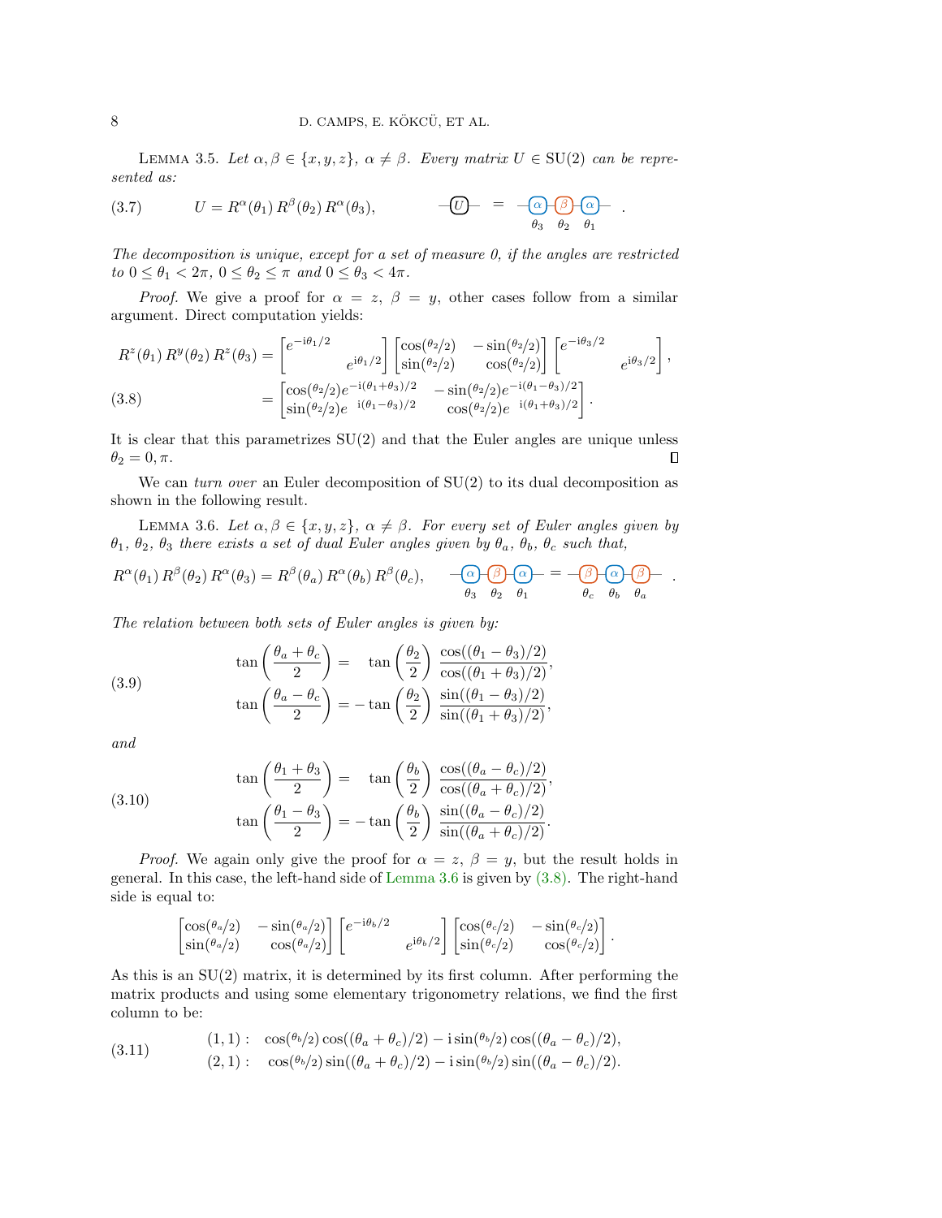LEMMA 3.5. *Let $\alpha, \beta \in \{x, y, z\}$, $\alpha \neq \beta$. Every matrix $U \in \mathrm{SU}(2)$ can be represented as:*

$$U = R^{\alpha}(\theta_1)\, R^{\beta}(\theta_2)\, R^{\alpha}(\theta_3), \tag{3.7}$$

*The decomposition is unique, except for a set of measure 0, if the angles are restricted to $0 \leq \theta_1 < 2\pi$, $0 \leq \theta_2 \leq \pi$ and $0 \leq \theta_3 < 4\pi$.*

*Proof.* We give a proof for $\alpha = z$, $\beta = y$, other cases follow from a similar argument. Direct computation yields:

$$
\begin{aligned}
R^z(\theta_1)\, R^y(\theta_2)\, R^z(\theta_3) &= \begin{bmatrix} e^{-\mathrm{i}\theta_1/2} & \\ & e^{\mathrm{i}\theta_1/2} \end{bmatrix} \begin{bmatrix} \cos(\theta_2/2) & -\sin(\theta_2/2) \\ \sin(\theta_2/2) & \cos(\theta_2/2) \end{bmatrix} \begin{bmatrix} e^{-\mathrm{i}\theta_3/2} & \\ & e^{\mathrm{i}\theta_3/2} \end{bmatrix}, \\
&= \begin{bmatrix} \cos(\theta_2/2) e^{-\mathrm{i}(\theta_1+\theta_3)/2} & -\sin(\theta_2/2) e^{-\mathrm{i}(\theta_1-\theta_3)/2} \\ \sin(\theta_2/2) e^{\;\mathrm{i}(\theta_1-\theta_3)/2} & \cos(\theta_2/2) e^{\;\mathrm{i}(\theta_1+\theta_3)/2} \end{bmatrix}.
\end{aligned} \tag{3.8}
$$

It is clear that this parametrizes SU(2) and that the Euler angles are unique unless $\theta_2 = 0, \pi$. ∎

We can *turn over* an Euler decomposition of SU(2) to its dual decomposition as shown in the following result.

LEMMA 3.6. *Let $\alpha, \beta \in \{x, y, z\}$, $\alpha \neq \beta$. For every set of Euler angles given by $\theta_1$, $\theta_2$, $\theta_3$ there exists a set of dual Euler angles given by $\theta_a$, $\theta_b$, $\theta_c$ such that,*

$$R^{\alpha}(\theta_1)\, R^{\beta}(\theta_2)\, R^{\alpha}(\theta_3) = R^{\beta}(\theta_a)\, R^{\alpha}(\theta_b)\, R^{\beta}(\theta_c),$$

*The relation between both sets of Euler angles is given by:*

$$
\begin{aligned}
\tan\left(\frac{\theta_a + \theta_c}{2}\right) &= \tan\left(\frac{\theta_2}{2}\right) \frac{\cos((\theta_1 - \theta_3)/2)}{\cos((\theta_1 + \theta_3)/2)}, \\
\tan\left(\frac{\theta_a - \theta_c}{2}\right) &= -\tan\left(\frac{\theta_2}{2}\right) \frac{\sin((\theta_1 - \theta_3)/2)}{\sin((\theta_1 + \theta_3)/2)},
\end{aligned} \tag{3.9}
$$

*and*

$$
\begin{aligned}
\tan\left(\frac{\theta_1 + \theta_3}{2}\right) &= \tan\left(\frac{\theta_b}{2}\right) \frac{\cos((\theta_a - \theta_c)/2)}{\cos((\theta_a + \theta_c)/2)}, \\
\tan\left(\frac{\theta_1 - \theta_3}{2}\right) &= -\tan\left(\frac{\theta_b}{2}\right) \frac{\sin((\theta_a - \theta_c)/2)}{\sin((\theta_a + \theta_c)/2)}.
\end{aligned} \tag{3.10}
$$

*Proof.* We again only give the proof for $\alpha = z$, $\beta = y$, but the result holds in general. In this case, the left-hand side of Lemma 3.6 is given by (3.8). The right-hand side is equal to:

$$\begin{bmatrix} \cos(\theta_a/2) & -\sin(\theta_a/2) \\ \sin(\theta_a/2) & \cos(\theta_a/2) \end{bmatrix} \begin{bmatrix} e^{-\mathrm{i}\theta_b/2} & \\ & e^{\mathrm{i}\theta_b/2} \end{bmatrix} \begin{bmatrix} \cos(\theta_c/2) & -\sin(\theta_c/2) \\ \sin(\theta_c/2) & \cos(\theta_c/2) \end{bmatrix}.$$

As this is an SU(2) matrix, it is determined by its first column. After performing the matrix products and using some elementary trigonometry relations, we find the first column to be:

$$
\begin{aligned}
(1,1):&\quad \cos(\theta_b/2)\cos((\theta_a + \theta_c)/2) - \mathrm{i}\sin(\theta_b/2)\cos((\theta_a - \theta_c)/2), \\
(2,1):&\quad \cos(\theta_b/2)\sin((\theta_a + \theta_c)/2) - \mathrm{i}\sin(\theta_b/2)\sin((\theta_a - \theta_c)/2).
\end{aligned} \tag{3.11}
$$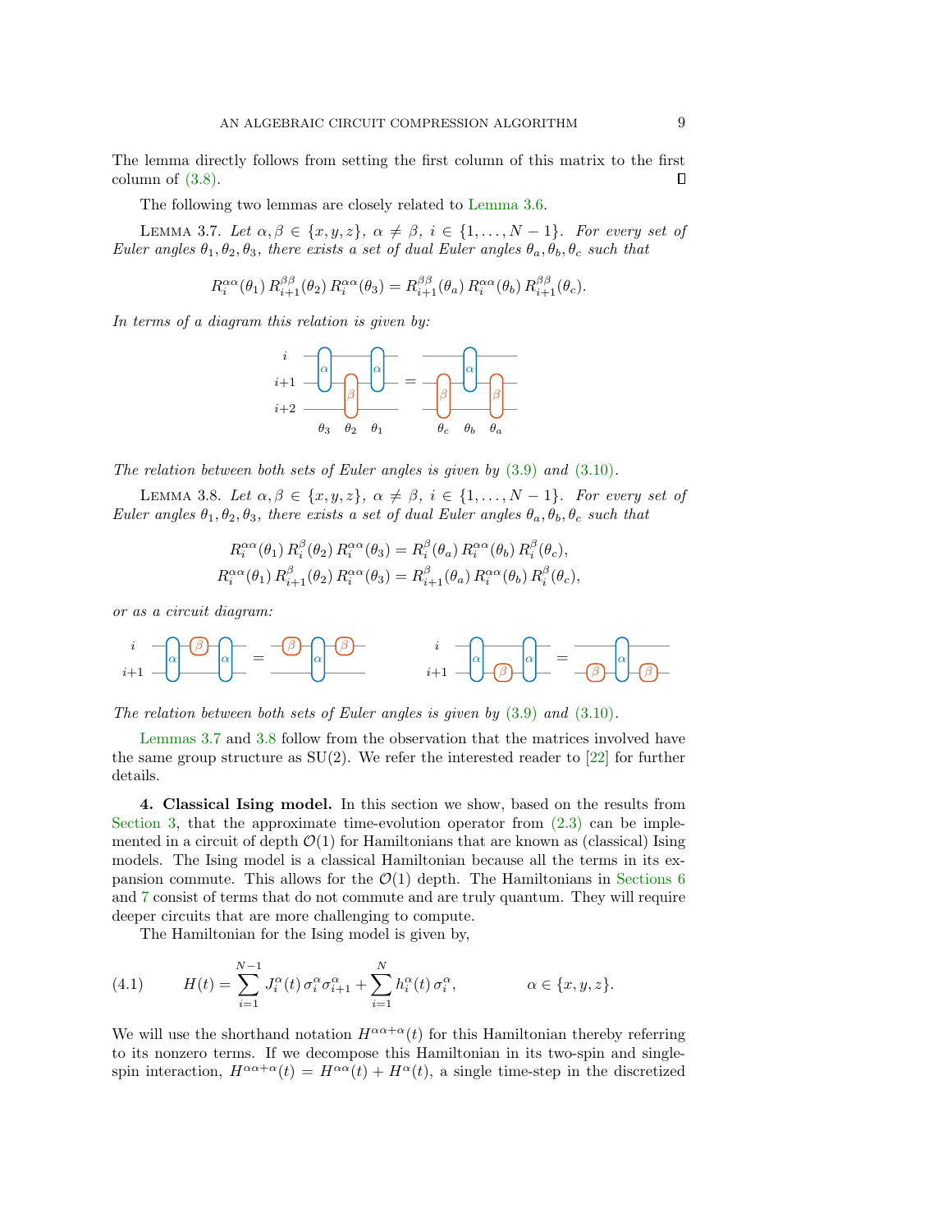The lemma directly follows from setting the first column of this matrix to the first column of (3.8). ∎

The following two lemmas are closely related to Lemma 3.6.

LEMMA 3.7. *Let $\alpha, \beta \in \{x, y, z\}$, $\alpha \neq \beta$, $i \in \{1, \ldots, N-1\}$. For every set of Euler angles $\theta_1, \theta_2, \theta_3$, there exists a set of dual Euler angles $\theta_a, \theta_b, \theta_c$ such that*

$$R_i^{\alpha\alpha}(\theta_1)\, R_{i+1}^{\beta\beta}(\theta_2)\, R_i^{\alpha\alpha}(\theta_3) = R_{i+1}^{\beta\beta}(\theta_a)\, R_i^{\alpha\alpha}(\theta_b)\, R_{i+1}^{\beta\beta}(\theta_c).$$

*In terms of a diagram this relation is given by:*

*The relation between both sets of Euler angles is given by (3.9) and (3.10).*

LEMMA 3.8. *Let $\alpha, \beta \in \{x, y, z\}$, $\alpha \neq \beta$, $i \in \{1, \ldots, N-1\}$. For every set of Euler angles $\theta_1, \theta_2, \theta_3$, there exists a set of dual Euler angles $\theta_a, \theta_b, \theta_c$ such that*

$$R_i^{\alpha\alpha}(\theta_1)\, R_i^{\beta}(\theta_2)\, R_i^{\alpha\alpha}(\theta_3) = R_i^{\beta}(\theta_a)\, R_i^{\alpha\alpha}(\theta_b)\, R_i^{\beta}(\theta_c),$$
$$R_i^{\alpha\alpha}(\theta_1)\, R_{i+1}^{\beta}(\theta_2)\, R_i^{\alpha\alpha}(\theta_3) = R_{i+1}^{\beta}(\theta_a)\, R_i^{\alpha\alpha}(\theta_b)\, R_i^{\beta}(\theta_c),$$

*or as a circuit diagram:*

*The relation between both sets of Euler angles is given by (3.9) and (3.10).*

Lemmas 3.7 and 3.8 follow from the observation that the matrices involved have the same group structure as SU(2). We refer the interested reader to [22] for further details.

**4. Classical Ising model.** In this section we show, based on the results from Section 3, that the approximate time-evolution operator from (2.3) can be implemented in a circuit of depth $\mathcal{O}(1)$ for Hamiltonians that are known as (classical) Ising models. The Ising model is a classical Hamiltonian because all the terms in its expansion commute. This allows for the $\mathcal{O}(1)$ depth. The Hamiltonians in Sections 6 and 7 consist of terms that do not commute and are truly quantum. They will require deeper circuits that are more challenging to compute.

The Hamiltonian for the Ising model is given by,

$$H(t) = \sum_{i=1}^{N-1} J_i^{\alpha}(t)\, \sigma_i^{\alpha}\sigma_{i+1}^{\alpha} + \sum_{i=1}^{N} h_i^{\alpha}(t)\, \sigma_i^{\alpha}, \qquad \alpha \in \{x, y, z\}. \tag{4.1}$$

We will use the shorthand notation $H^{\alpha\alpha+\alpha}(t)$ for this Hamiltonian thereby referring to its nonzero terms. If we decompose this Hamiltonian in its two-spin and single-spin interaction, $H^{\alpha\alpha+\alpha}(t) = H^{\alpha\alpha}(t) + H^{\alpha}(t)$, a single time-step in the discretized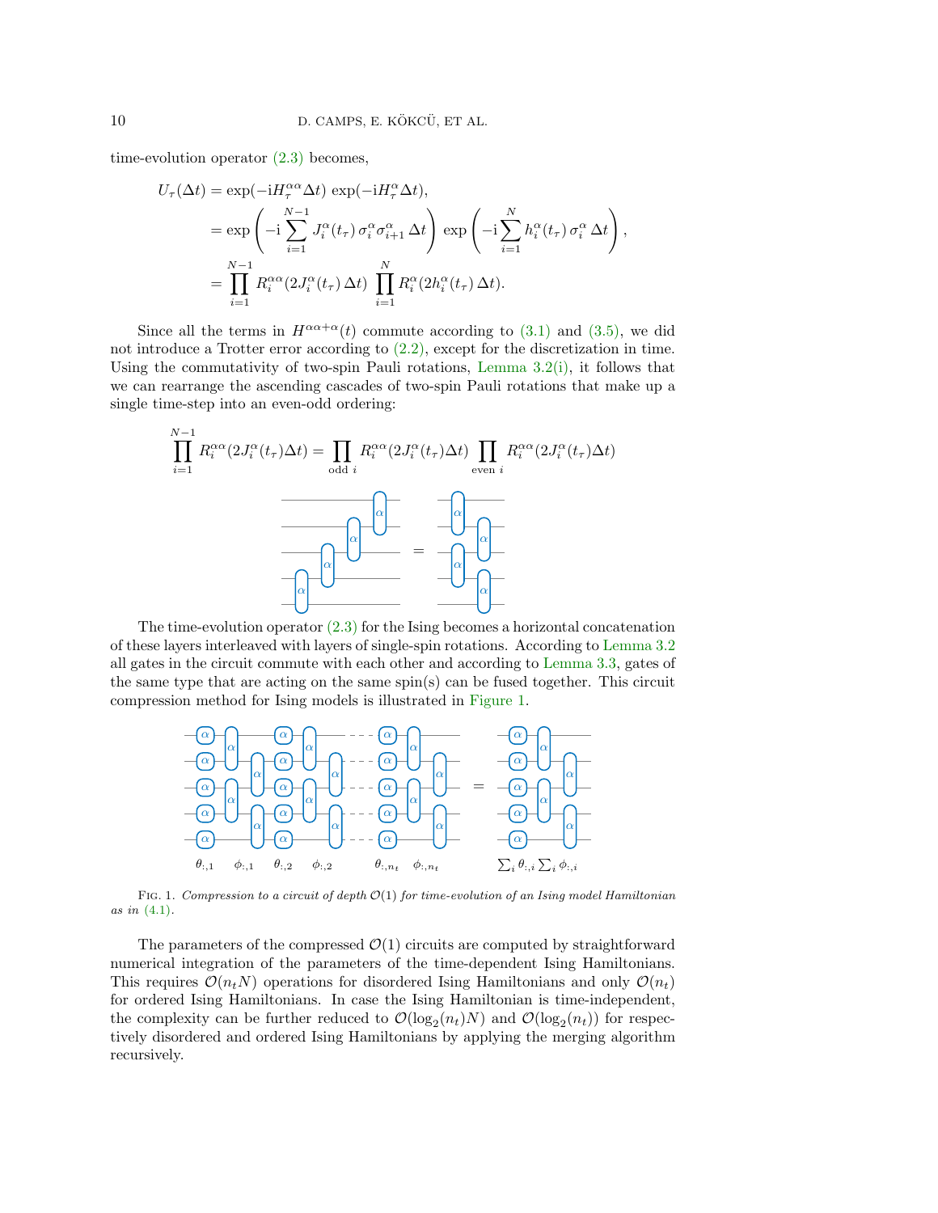time-evolution operator (2.3) becomes,

$$
\begin{aligned}
U_\tau(\Delta t) &= \exp(-\mathrm{i} H_\tau^{\alpha\alpha} \Delta t)\, \exp(-\mathrm{i} H_\tau^{\alpha} \Delta t), \\
&= \exp\left(-\mathrm{i} \sum_{i=1}^{N-1} J_i^\alpha(t_\tau)\, \sigma_i^\alpha \sigma_{i+1}^\alpha \,\Delta t\right) \exp\left(-\mathrm{i} \sum_{i=1}^{N} h_i^\alpha(t_\tau)\, \sigma_i^\alpha \,\Delta t\right), \\
&= \prod_{i=1}^{N-1} R_i^{\alpha\alpha}(2 J_i^\alpha(t_\tau)\, \Delta t) \prod_{i=1}^{N} R_i^{\alpha}(2 h_i^\alpha(t_\tau)\, \Delta t).
\end{aligned}
$$

Since all the terms in $H^{\alpha\alpha+\alpha}(t)$ commute according to (3.1) and (3.5), we did not introduce a Trotter error according to (2.2), except for the discretization in time. Using the commutativity of two-spin Pauli rotations, Lemma 3.2(i), it follows that we can rearrange the ascending cascades of two-spin Pauli rotations that make up a single time-step into an even-odd ordering:

$$
\prod_{i=1}^{N-1} R_i^{\alpha\alpha}(2J_i^\alpha(t_\tau)\Delta t) = \prod_{\text{odd } i} R_i^{\alpha\alpha}(2J_i^\alpha(t_\tau)\Delta t) \prod_{\text{even } i} R_i^{\alpha\alpha}(2J_i^\alpha(t_\tau)\Delta t)
$$

The time-evolution operator (2.3) for the Ising becomes a horizontal concatenation of these layers interleaved with layers of single-spin rotations. According to Lemma 3.2 all gates in the circuit commute with each other and according to Lemma 3.3, gates of the same type that are acting on the same spin(s) can be fused together. This circuit compression method for Ising models is illustrated in Figure 1.

FIG. 1. *Compression to a circuit of depth $\mathcal{O}(1)$ for time-evolution of an Ising model Hamiltonian as in (4.1).*

The parameters of the compressed $\mathcal{O}(1)$ circuits are computed by straightforward numerical integration of the parameters of the time-dependent Ising Hamiltonians. This requires $\mathcal{O}(n_t N)$ operations for disordered Ising Hamiltonians and only $\mathcal{O}(n_t)$ for ordered Ising Hamiltonians. In case the Ising Hamiltonian is time-independent, the complexity can be further reduced to $\mathcal{O}(\log_2(n_t)N)$ and $\mathcal{O}(\log_2(n_t))$ for respectively disordered and ordered Ising Hamiltonians by applying the merging algorithm recursively.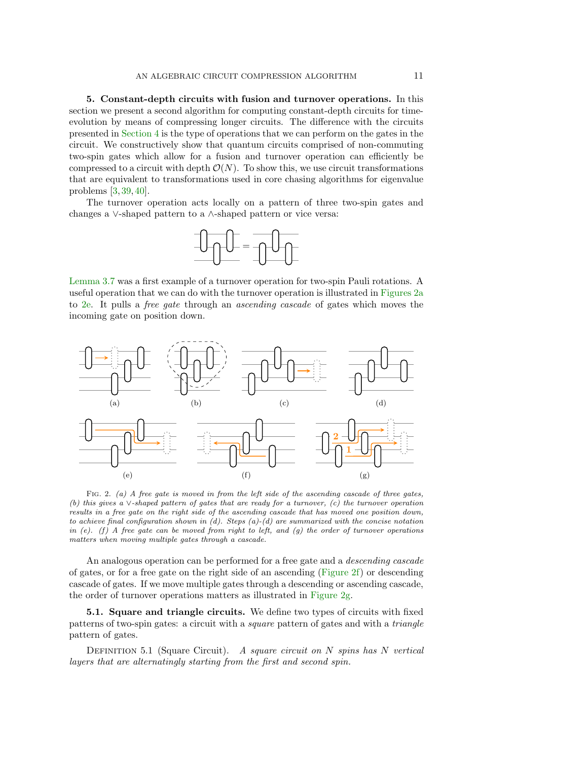## 5. Constant-depth circuits with fusion and turnover operations.

In this section we present a second algorithm for computing constant-depth circuits for time-evolution by means of compressing longer circuits. The difference with the circuits presented in Section 4 is the type of operations that we can perform on the gates in the circuit. We constructively show that quantum circuits comprised of non-commuting two-spin gates which allow for a fusion and turnover operation can efficiently be compressed to a circuit with depth $\mathcal{O}(N)$. To show this, we use circuit transformations that are equivalent to transformations used in core chasing algorithms for eigenvalue problems [3, 39, 40].

The turnover operation acts locally on a pattern of three two-spin gates and changes a $\vee$-shaped pattern to a $\wedge$-shaped pattern or vice versa:

Lemma 3.7 was a first example of a turnover operation for two-spin Pauli rotations. A useful operation that we can do with the turnover operation is illustrated in Figures 2a to 2e. It pulls a *free gate* through an *ascending cascade* of gates which moves the incoming gate on position down.

(a) (b) (c) (d)

(e) (f) (g)

Fig. 2. *(a) A free gate is moved in from the left side of the ascending cascade of three gates, (b) this gives a $\vee$-shaped pattern of gates that are ready for a turnover, (c) the turnover operation results in a free gate on the right side of the ascending cascade that has moved one position down, to achieve final configuration shown in (d). Steps (a)-(d) are summarized with the concise notation in (e). (f) A free gate can be moved from right to left, and (g) the order of turnover operations matters when moving multiple gates through a cascade.*

An analogous operation can be performed for a free gate and a *descending cascade* of gates, or for a free gate on the right side of an ascending (Figure 2f) or descending cascade of gates. If we move multiple gates through a descending or ascending cascade, the order of turnover operations matters as illustrated in Figure 2g.

### 5.1. Square and triangle circuits.

We define two types of circuits with fixed patterns of two-spin gates: a circuit with a *square* pattern of gates and with a *triangle* pattern of gates.

Definition 5.1 (Square Circuit). *A square circuit on $N$ spins has $N$ vertical layers that are alternatingly starting from the first and second spin.*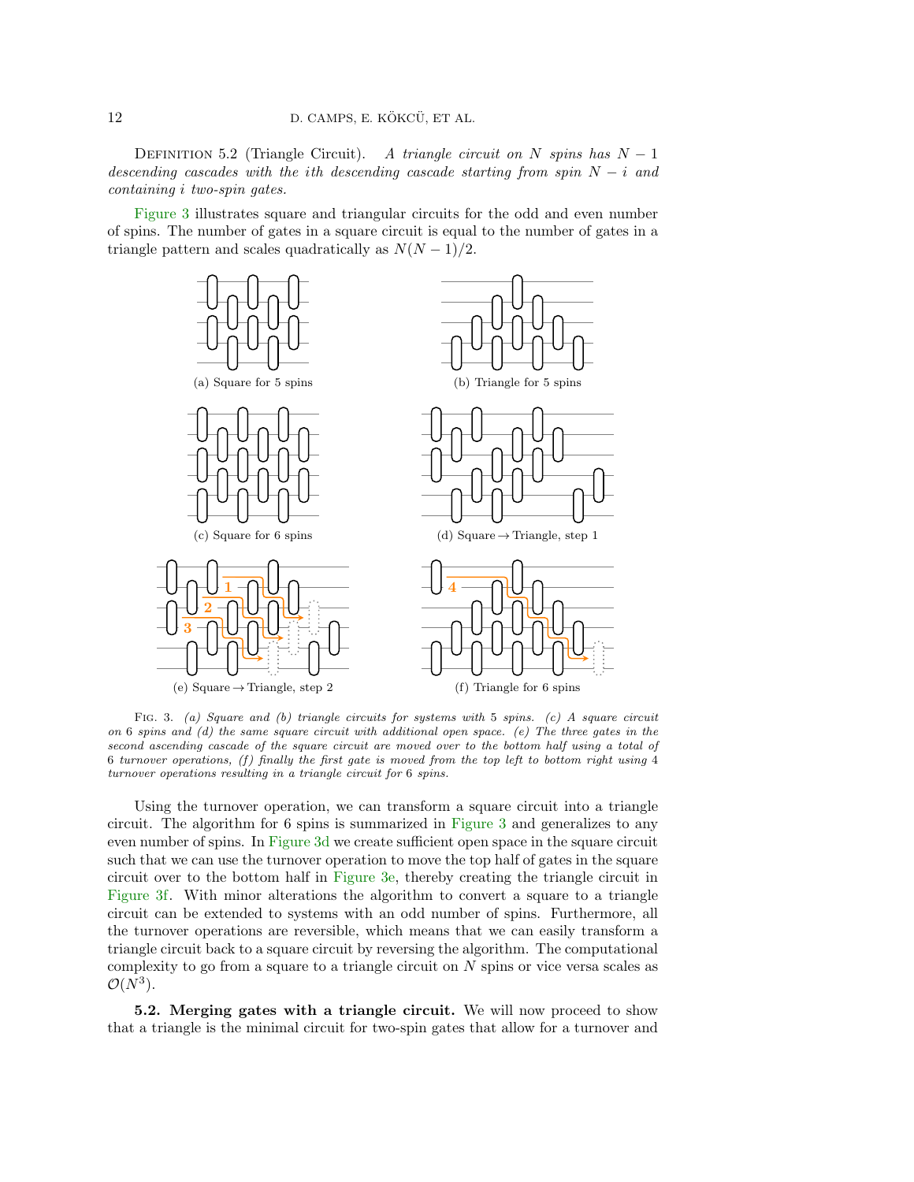DEFINITION 5.2 (Triangle Circuit). *A triangle circuit on $N$ spins has $N-1$ descending cascades with the $i$th descending cascade starting from spin $N-i$ and containing $i$ two-spin gates.*

Figure 3 illustrates square and triangular circuits for the odd and even number of spins. The number of gates in a square circuit is equal to the number of gates in a triangle pattern and scales quadratically as $N(N-1)/2$.

(a) Square for 5 spins

(b) Triangle for 5 spins

(c) Square for 6 spins

(d) Square → Triangle, step 1

(e) Square → Triangle, step 2

(f) Triangle for 6 spins

FIG. 3. *(a) Square and (b) triangle circuits for systems with 5 spins. (c) A square circuit on 6 spins and (d) the same square circuit with additional open space. (e) The three gates in the second ascending cascade of the square circuit are moved over to the bottom half using a total of 6 turnover operations, (f) finally the first gate is moved from the top left to bottom right using 4 turnover operations resulting in a triangle circuit for 6 spins.*

Using the turnover operation, we can transform a square circuit into a triangle circuit. The algorithm for 6 spins is summarized in Figure 3 and generalizes to any even number of spins. In Figure 3d we create sufficient open space in the square circuit such that we can use the turnover operation to move the top half of gates in the square circuit over to the bottom half in Figure 3e, thereby creating the triangle circuit in Figure 3f. With minor alterations the algorithm to convert a square to a triangle circuit can be extended to systems with an odd number of spins. Furthermore, all the turnover operations are reversible, which means that we can easily transform a triangle circuit back to a square circuit by reversing the algorithm. The computational complexity to go from a square to a triangle circuit on $N$ spins or vice versa scales as $\mathcal{O}(N^3)$.

**5.2. Merging gates with a triangle circuit.** We will now proceed to show that a triangle is the minimal circuit for two-spin gates that allow for a turnover and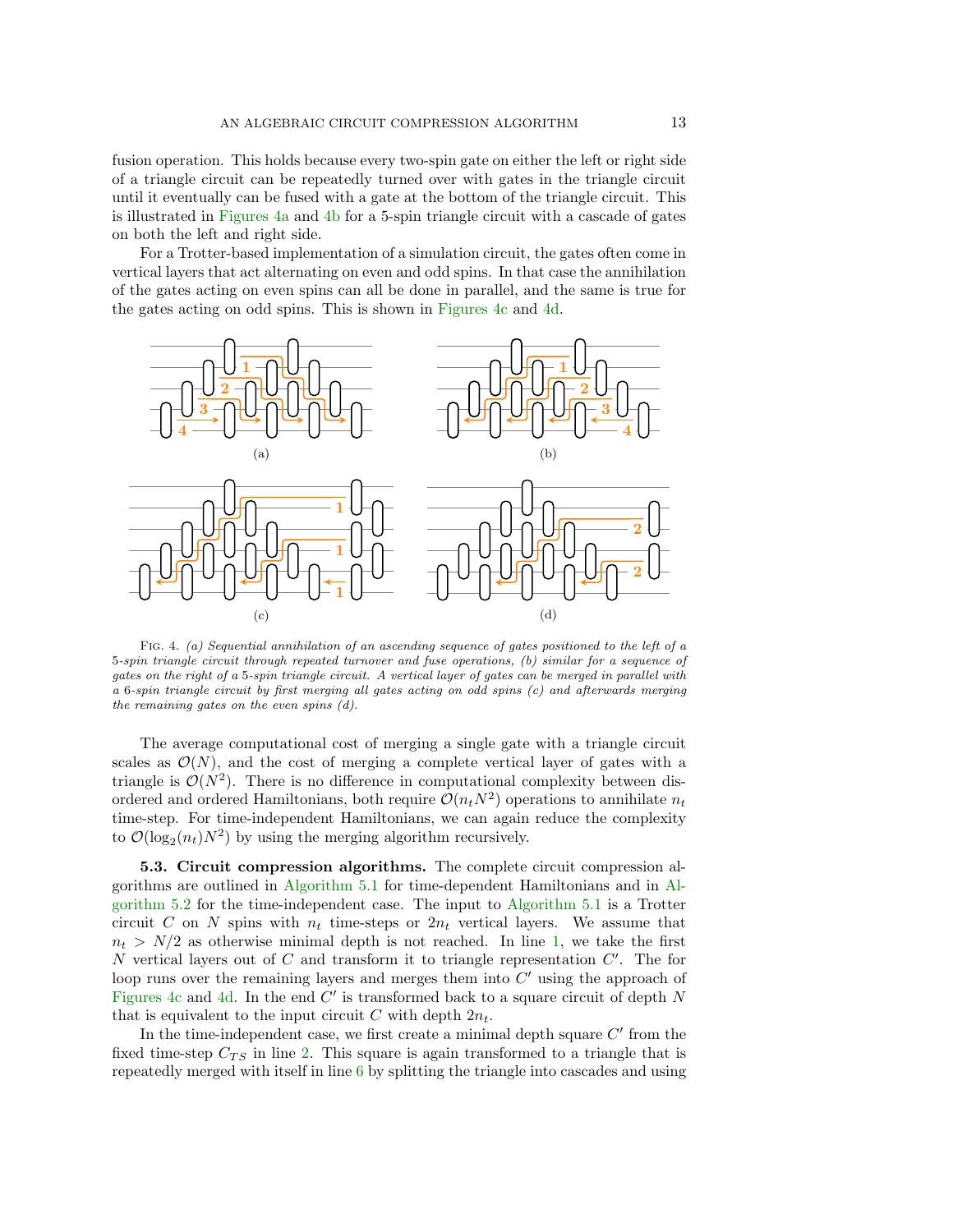fusion operation. This holds because every two-spin gate on either the left or right side of a triangle circuit can be repeatedly turned over with gates in the triangle circuit until it eventually can be fused with a gate at the bottom of the triangle circuit. This is illustrated in Figures 4a and 4b for a 5-spin triangle circuit with a cascade of gates on both the left and right side.

For a Trotter-based implementation of a simulation circuit, the gates often come in vertical layers that act alternating on even and odd spins. In that case the annihilation of the gates acting on even spins can all be done in parallel, and the same is true for the gates acting on odd spins. This is shown in Figures 4c and 4d.

Fig. 4. *(a) Sequential annihilation of an ascending sequence of gates positioned to the left of a 5-spin triangle circuit through repeated turnover and fuse operations, (b) similar for a sequence of gates on the right of a 5-spin triangle circuit. A vertical layer of gates can be merged in parallel with a 6-spin triangle circuit by first merging all gates acting on odd spins (c) and afterwards merging the remaining gates on the even spins (d).*

The average computational cost of merging a single gate with a triangle circuit scales as $\mathcal{O}(N)$, and the cost of merging a complete vertical layer of gates with a triangle is $\mathcal{O}(N^2)$. There is no difference in computational complexity between disordered and ordered Hamiltonians, both require $\mathcal{O}(n_t N^2)$ operations to annihilate $n_t$ time-step. For time-independent Hamiltonians, we can again reduce the complexity to $\mathcal{O}(\log_2(n_t)N^2)$ by using the merging algorithm recursively.

**5.3. Circuit compression algorithms.** The complete circuit compression algorithms are outlined in Algorithm 5.1 for time-dependent Hamiltonians and in Algorithm 5.2 for the time-independent case. The input to Algorithm 5.1 is a Trotter circuit $C$ on $N$ spins with $n_t$ time-steps or $2n_t$ vertical layers. We assume that $n_t > N/2$ as otherwise minimal depth is not reached. In line 1, we take the first $N$ vertical layers out of $C$ and transform it to triangle representation $C'$. The for loop runs over the remaining layers and merges them into $C'$ using the approach of Figures 4c and 4d. In the end $C'$ is transformed back to a square circuit of depth $N$ that is equivalent to the input circuit $C$ with depth $2n_t$.

In the time-independent case, we first create a minimal depth square $C'$ from the fixed time-step $C_{TS}$ in line 2. This square is again transformed to a triangle that is repeatedly merged with itself in line 6 by splitting the triangle into cascades and using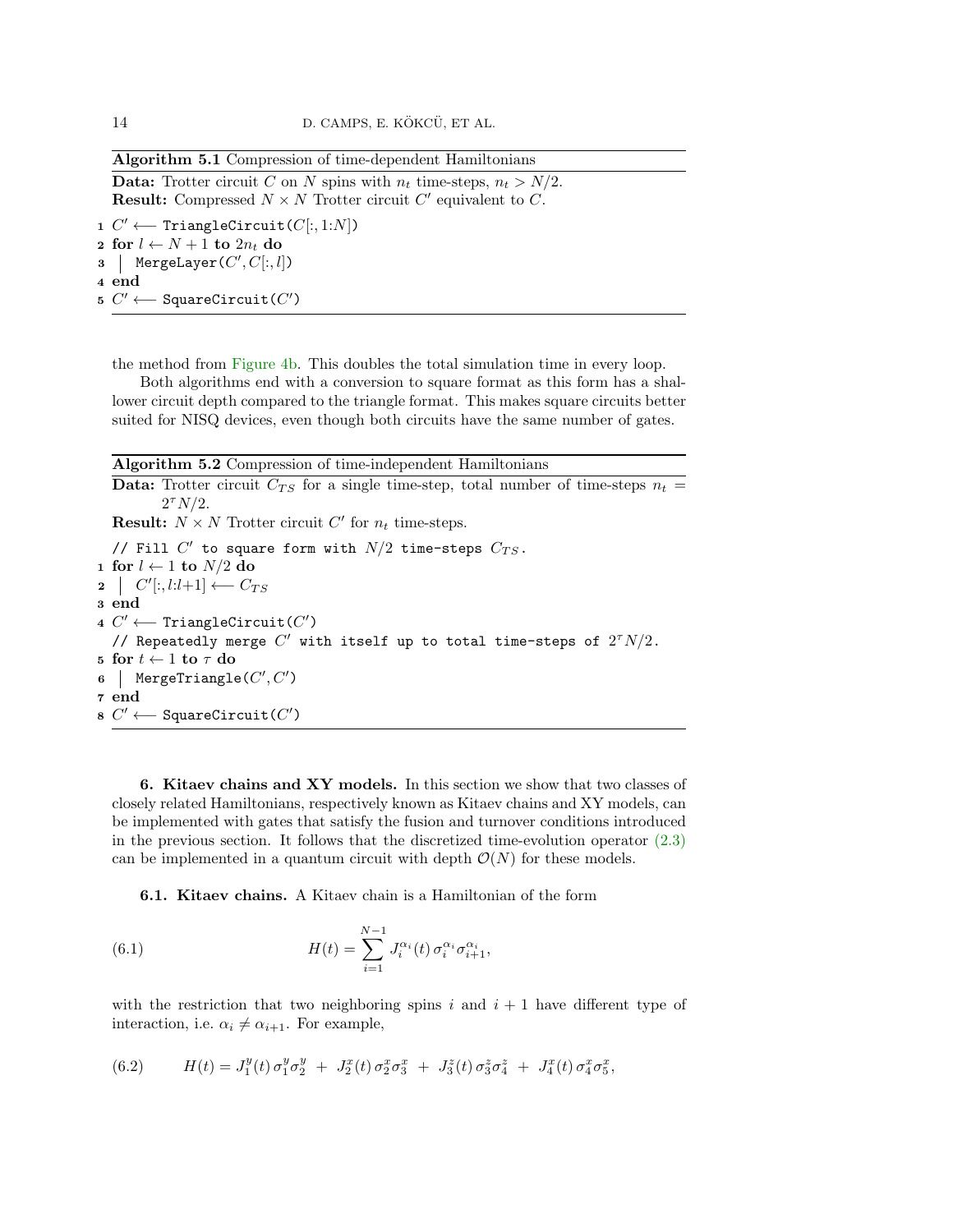**Algorithm 5.1** Compression of time-dependent Hamiltonians

**Data:** Trotter circuit $C$ on $N$ spins with $n_t$ time-steps, $n_t > N/2$.
**Result:** Compressed $N \times N$ Trotter circuit $C'$ equivalent to $C$.

```
1 C' ⟵ TriangleCircuit(C[:, 1:N])
2 for l ← N + 1 to 2n_t do
3 |  MergeLayer(C', C[:, l])
4 end
5 C' ⟵ SquareCircuit(C')
```

the method from Figure 4b. This doubles the total simulation time in every loop.

Both algorithms end with a conversion to square format as this form has a shallower circuit depth compared to the triangle format. This makes square circuits better suited for NISQ devices, even though both circuits have the same number of gates.

**Algorithm 5.2** Compression of time-independent Hamiltonians

**Data:** Trotter circuit $C_{TS}$ for a single time-step, total number of time-steps $n_t = 2^\tau N/2$.
**Result:** $N \times N$ Trotter circuit $C'$ for $n_t$ time-steps.

```
  // Fill C' to square form with N/2 time-steps C_TS.
1 for l ← 1 to N/2 do
2 |  C'[:, l:l+1] ⟵ C_TS
3 end
4 C' ⟵ TriangleCircuit(C')
  // Repeatedly merge C' with itself up to total time-steps of 2^τ N/2.
5 for t ← 1 to τ do
6 |  MergeTriangle(C', C')
7 end
8 C' ⟵ SquareCircuit(C')
```

## 6. Kitaev chains and XY models.

In this section we show that two classes of closely related Hamiltonians, respectively known as Kitaev chains and XY models, can be implemented with gates that satisfy the fusion and turnover conditions introduced in the previous section. It follows that the discretized time-evolution operator (2.3) can be implemented in a quantum circuit with depth $\mathcal{O}(N)$ for these models.

### 6.1. Kitaev chains.

A Kitaev chain is a Hamiltonian of the form

$$H(t) = \sum_{i=1}^{N-1} J_i^{\alpha_i}(t)\, \sigma_i^{\alpha_i} \sigma_{i+1}^{\alpha_i}, \tag{6.1}$$

with the restriction that two neighboring spins $i$ and $i+1$ have different type of interaction, i.e. $\alpha_i \neq \alpha_{i+1}$. For example,

$$H(t) = J_1^y(t)\, \sigma_1^y \sigma_2^y \;+\; J_2^x(t)\, \sigma_2^x \sigma_3^x \;+\; J_3^z(t)\, \sigma_3^z \sigma_4^z \;+\; J_4^x(t)\, \sigma_4^x \sigma_5^x, \tag{6.2}$$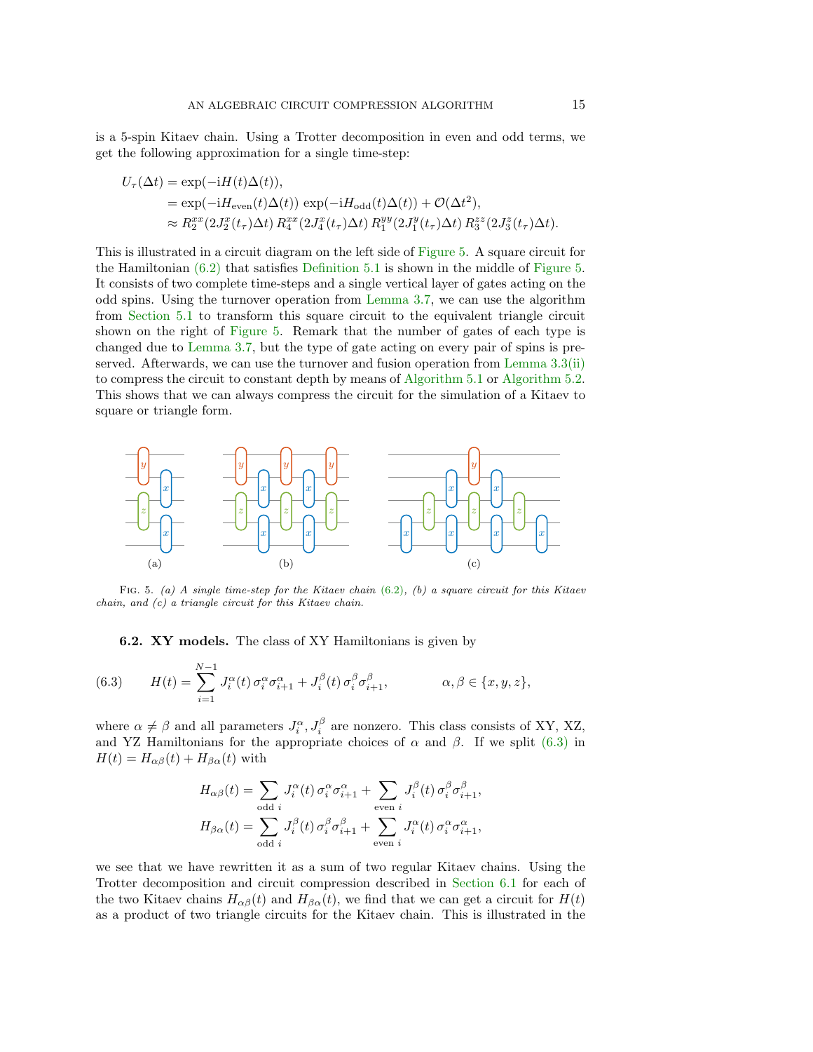is a 5-spin Kitaev chain. Using a Trotter decomposition in even and odd terms, we get the following approximation for a single time-step:

$$
\begin{aligned}
U_\tau(\Delta t) &= \exp(-\mathrm{i}H(t)\Delta(t)),\\
&= \exp(-\mathrm{i}H_{\text{even}}(t)\Delta(t))\,\exp(-\mathrm{i}H_{\text{odd}}(t)\Delta(t)) + \mathcal{O}(\Delta t^2),\\
&\approx R_2^{xx}(2J_2^x(t_\tau)\Delta t)\,R_4^{xx}(2J_4^x(t_\tau)\Delta t)\,R_1^{yy}(2J_1^y(t_\tau)\Delta t)\,R_3^{zz}(2J_3^z(t_\tau)\Delta t).
\end{aligned}
$$

This is illustrated in a circuit diagram on the left side of Figure 5. A square circuit for the Hamiltonian (6.2) that satisfies Definition 5.1 is shown in the middle of Figure 5. It consists of two complete time-steps and a single vertical layer of gates acting on the odd spins. Using the turnover operation from Lemma 3.7, we can use the algorithm from Section 5.1 to transform this square circuit to the equivalent triangle circuit shown on the right of Figure 5. Remark that the number of gates of each type is changed due to Lemma 3.7, but the type of gate acting on every pair of spins is preserved. Afterwards, we can use the turnover and fusion operation from Lemma 3.3(ii) to compress the circuit to constant depth by means of Algorithm 5.1 or Algorithm 5.2. This shows that we can always compress the circuit for the simulation of a Kitaev to square or triangle form.

Fig. 5. *(a) A single time-step for the Kitaev chain (6.2), (b) a square circuit for this Kitaev chain, and (c) a triangle circuit for this Kitaev chain.*

**6.2. XY models.** The class of XY Hamiltonians is given by

$$
H(t) = \sum_{i=1}^{N-1} J_i^\alpha(t)\,\sigma_i^\alpha\sigma_{i+1}^\alpha + J_i^\beta(t)\,\sigma_i^\beta\sigma_{i+1}^\beta, \qquad \alpha,\beta\in\{x,y,z\}, \tag{6.3}
$$

where $\alpha\neq\beta$ and all parameters $J_i^\alpha, J_i^\beta$ are nonzero. This class consists of XY, XZ, and YZ Hamiltonians for the appropriate choices of $\alpha$ and $\beta$. If we split (6.3) in $H(t) = H_{\alpha\beta}(t) + H_{\beta\alpha}(t)$ with

$$
\begin{aligned}
H_{\alpha\beta}(t) &= \sum_{\text{odd } i} J_i^\alpha(t)\,\sigma_i^\alpha\sigma_{i+1}^\alpha + \sum_{\text{even } i} J_i^\beta(t)\,\sigma_i^\beta\sigma_{i+1}^\beta,\\
H_{\beta\alpha}(t) &= \sum_{\text{odd } i} J_i^\beta(t)\,\sigma_i^\beta\sigma_{i+1}^\beta + \sum_{\text{even } i} J_i^\alpha(t)\,\sigma_i^\alpha\sigma_{i+1}^\alpha,
\end{aligned}
$$

we see that we have rewritten it as a sum of two regular Kitaev chains. Using the Trotter decomposition and circuit compression described in Section 6.1 for each of the two Kitaev chains $H_{\alpha\beta}(t)$ and $H_{\beta\alpha}(t)$, we find that we can get a circuit for $H(t)$ as a product of two triangle circuits for the Kitaev chain. This is illustrated in the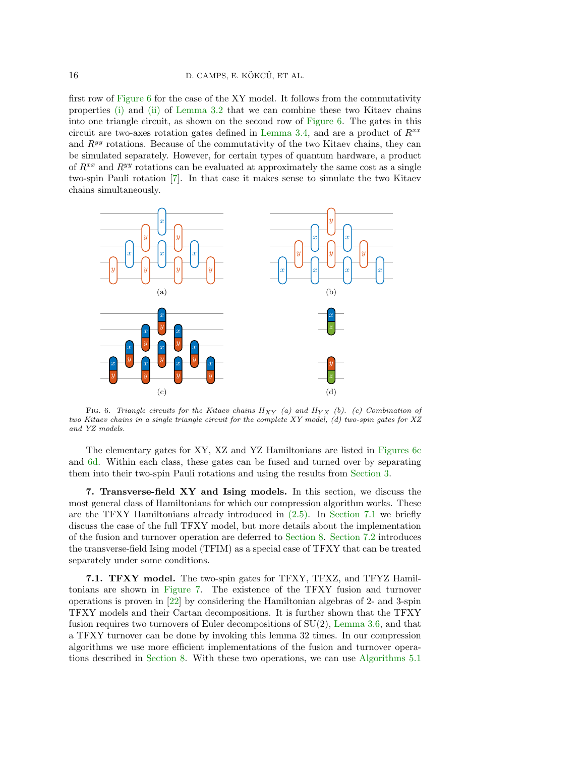first row of Figure 6 for the case of the XY model. It follows from the commutativity properties (i) and (ii) of Lemma 3.2 that we can combine these two Kitaev chains into one triangle circuit, as shown on the second row of Figure 6. The gates in this circuit are two-axes rotation gates defined in Lemma 3.4, and are a product of $R^{xx}$ and $R^{yy}$ rotations. Because of the commutativity of the two Kitaev chains, they can be simulated separately. However, for certain types of quantum hardware, a product of $R^{xx}$ and $R^{yy}$ rotations can be evaluated at approximately the same cost as a single two-spin Pauli rotation [7]. In that case it makes sense to simulate the two Kitaev chains simultaneously.

Fig. 6. *Triangle circuits for the Kitaev chains $H_{XY}$ (a) and $H_{YX}$ (b). (c) Combination of two Kitaev chains in a single triangle circuit for the complete XY model, (d) two-spin gates for XZ and YZ models.*

The elementary gates for XY, XZ and YZ Hamiltonians are listed in Figures 6c and 6d. Within each class, these gates can be fused and turned over by separating them into their two-spin Pauli rotations and using the results from Section 3.

**7. Transverse-field XY and Ising models.** In this section, we discuss the most general class of Hamiltonians for which our compression algorithm works. These are the TFXY Hamiltonians already introduced in (2.5). In Section 7.1 we briefly discuss the case of the full TFXY model, but more details about the implementation of the fusion and turnover operation are deferred to Section 8. Section 7.2 introduces the transverse-field Ising model (TFIM) as a special case of TFXY that can be treated separately under some conditions.

**7.1. TFXY model.** The two-spin gates for TFXY, TFXZ, and TFYZ Hamiltonians are shown in Figure 7. The existence of the TFXY fusion and turnover operations is proven in [22] by considering the Hamiltonian algebras of 2- and 3-spin TFXY models and their Cartan decompositions. It is further shown that the TFXY fusion requires two turnovers of Euler decompositions of SU(2), Lemma 3.6, and that a TFXY turnover can be done by invoking this lemma 32 times. In our compression algorithms we use more efficient implementations of the fusion and turnover operations described in Section 8. With these two operations, we can use Algorithms 5.1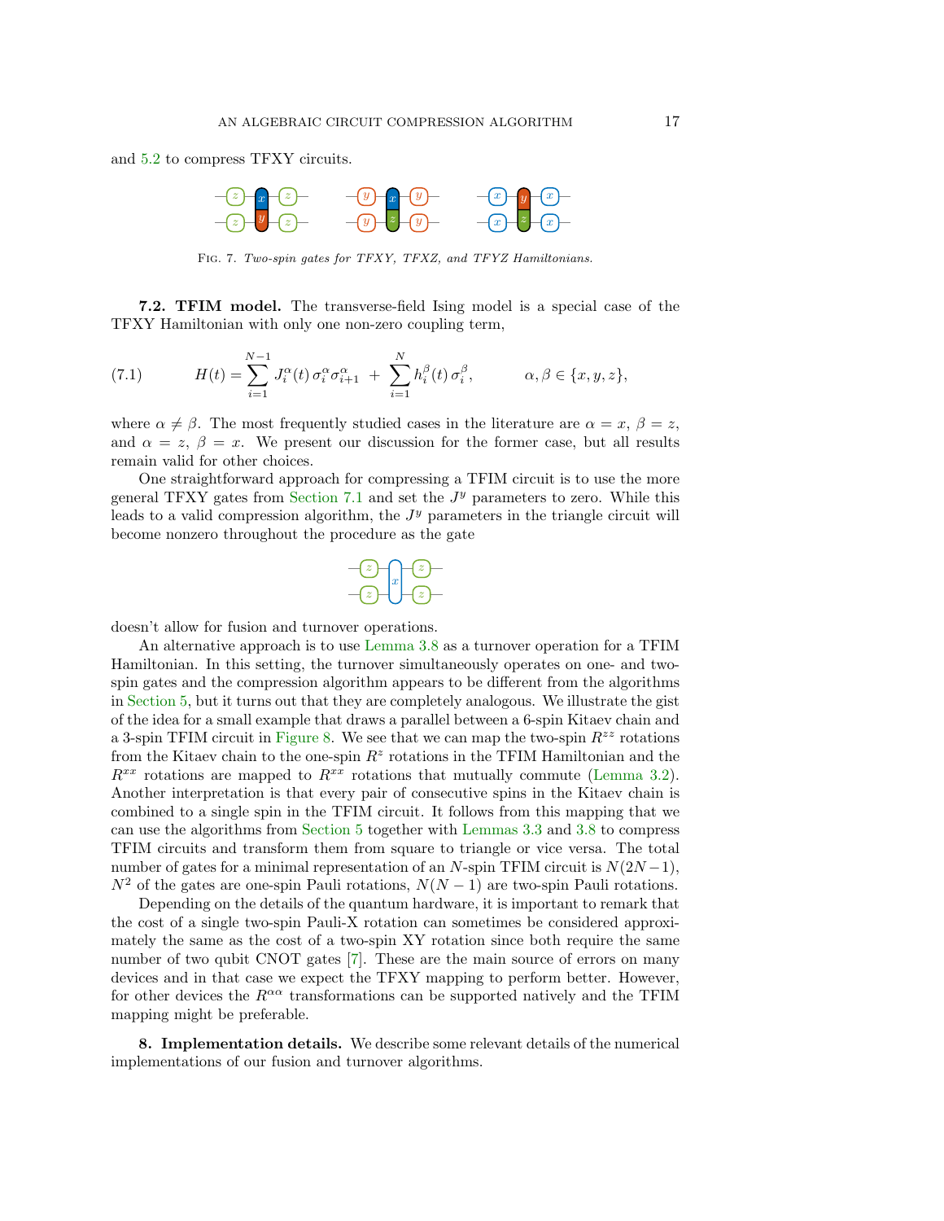and 5.2 to compress TFXY circuits.

Fig. 7. *Two-spin gates for TFXY, TFXZ, and TFYZ Hamiltonians.*

**7.2. TFIM model.** The transverse-field Ising model is a special case of the TFXY Hamiltonian with only one non-zero coupling term,

$$H(t) = \sum_{i=1}^{N-1} J_i^{\alpha}(t)\, \sigma_i^{\alpha}\sigma_{i+1}^{\alpha} \; + \; \sum_{i=1}^{N} h_i^{\beta}(t)\, \sigma_i^{\beta}, \qquad \alpha, \beta \in \{x, y, z\}, \tag{7.1}$$

where $\alpha \neq \beta$. The most frequently studied cases in the literature are $\alpha = x$, $\beta = z$, and $\alpha = z$, $\beta = x$. We present our discussion for the former case, but all results remain valid for other choices.

One straightforward approach for compressing a TFIM circuit is to use the more general TFXY gates from Section 7.1 and set the $J^y$ parameters to zero. While this leads to a valid compression algorithm, the $J^y$ parameters in the triangle circuit will become nonzero throughout the procedure as the gate

doesn't allow for fusion and turnover operations.

An alternative approach is to use Lemma 3.8 as a turnover operation for a TFIM Hamiltonian. In this setting, the turnover simultaneously operates on one- and two-spin gates and the compression algorithm appears to be different from the algorithms in Section 5, but it turns out that they are completely analogous. We illustrate the gist of the idea for a small example that draws a parallel between a 6-spin Kitaev chain and a 3-spin TFIM circuit in Figure 8. We see that we can map the two-spin $R^{zz}$ rotations from the Kitaev chain to the one-spin $R^z$ rotations in the TFIM Hamiltonian and the $R^{xx}$ rotations are mapped to $R^{xx}$ rotations that mutually commute (Lemma 3.2). Another interpretation is that every pair of consecutive spins in the Kitaev chain is combined to a single spin in the TFIM circuit. It follows from this mapping that we can use the algorithms from Section 5 together with Lemmas 3.3 and 3.8 to compress TFIM circuits and transform them from square to triangle or vice versa. The total number of gates for a minimal representation of an $N$-spin TFIM circuit is $N(2N-1)$, $N^2$ of the gates are one-spin Pauli rotations, $N(N-1)$ are two-spin Pauli rotations.

Depending on the details of the quantum hardware, it is important to remark that the cost of a single two-spin Pauli-X rotation can sometimes be considered approximately the same as the cost of a two-spin XY rotation since both require the same number of two qubit CNOT gates [7]. These are the main source of errors on many devices and in that case we expect the TFXY mapping to perform better. However, for other devices the $R^{\alpha\alpha}$ transformations can be supported natively and the TFIM mapping might be preferable.

**8. Implementation details.** We describe some relevant details of the numerical implementations of our fusion and turnover algorithms.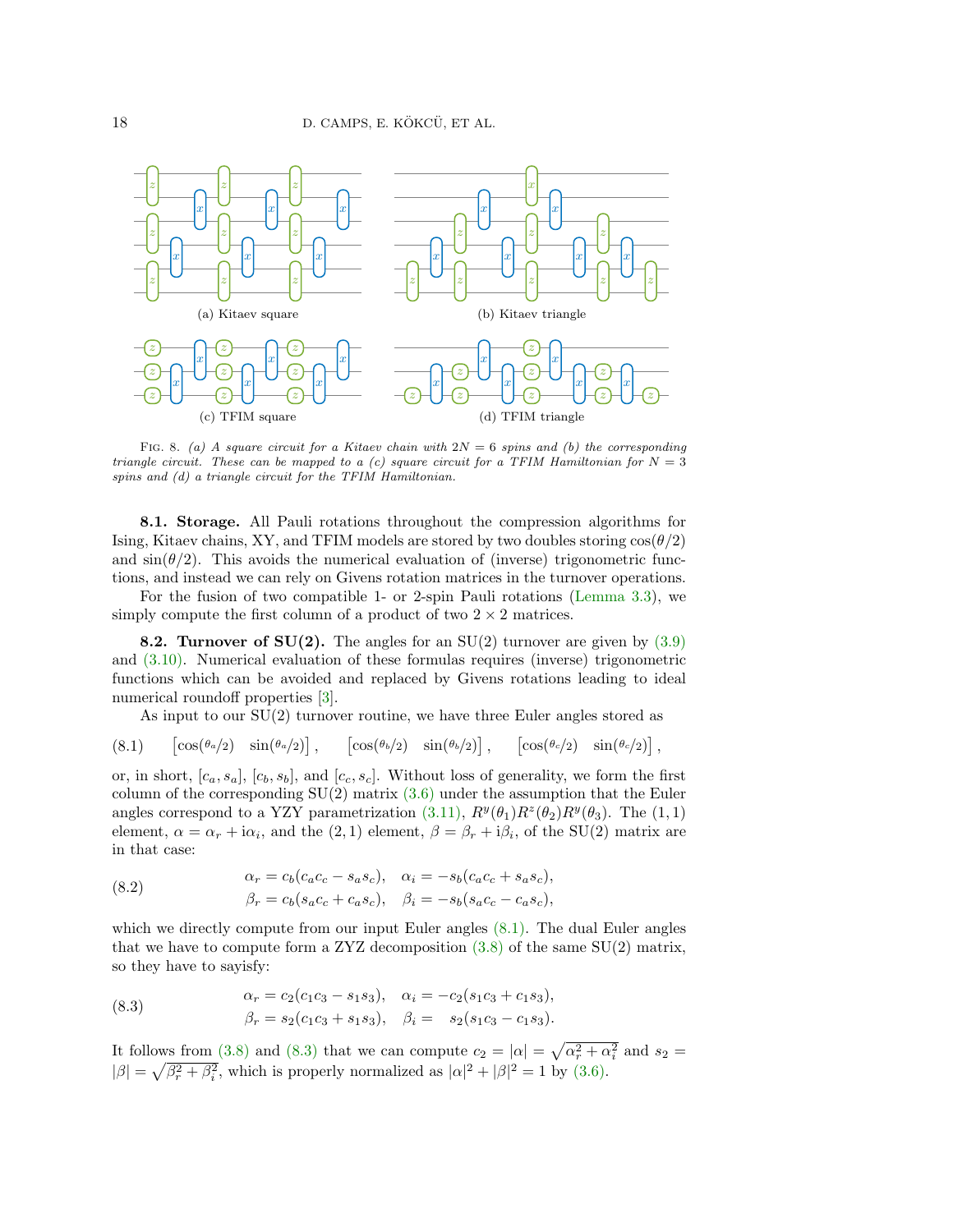(a) Kitaev square

(b) Kitaev triangle

(c) TFIM square

(d) TFIM triangle

Fig. 8. *(a) A square circuit for a Kitaev chain with $2N = 6$ spins and (b) the corresponding triangle circuit. These can be mapped to a (c) square circuit for a TFIM Hamiltonian for $N = 3$ spins and (d) a triangle circuit for the TFIM Hamiltonian.*

**8.1. Storage.** All Pauli rotations throughout the compression algorithms for Ising, Kitaev chains, XY, and TFIM models are stored by two doubles storing $\cos(\theta/2)$ and $\sin(\theta/2)$. This avoids the numerical evaluation of (inverse) trigonometric functions, and instead we can rely on Givens rotation matrices in the turnover operations.

For the fusion of two compatible 1- or 2-spin Pauli rotations (Lemma 3.3), we simply compute the first column of a product of two $2 \times 2$ matrices.

**8.2. Turnover of SU(2).** The angles for an SU(2) turnover are given by (3.9) and (3.10). Numerical evaluation of these formulas requires (inverse) trigonometric functions which can be avoided and replaced by Givens rotations leading to ideal numerical roundoff properties [3].

As input to our SU(2) turnover routine, we have three Euler angles stored as

$$
\begin{bmatrix}\cos(\theta_a/2) & \sin(\theta_a/2)\end{bmatrix}, \quad \begin{bmatrix}\cos(\theta_b/2) & \sin(\theta_b/2)\end{bmatrix}, \quad \begin{bmatrix}\cos(\theta_c/2) & \sin(\theta_c/2)\end{bmatrix}, \tag{8.1}
$$

or, in short, $[c_a, s_a]$, $[c_b, s_b]$, and $[c_c, s_c]$. Without loss of generality, we form the first column of the corresponding SU(2) matrix (3.6) under the assumption that the Euler angles correspond to a YZY parametrization (3.11), $R^y(\theta_1)R^z(\theta_2)R^y(\theta_3)$. The $(1,1)$ element, $\alpha = \alpha_r + \mathrm{i}\alpha_i$, and the $(2,1)$ element, $\beta = \beta_r + \mathrm{i}\beta_i$, of the SU(2) matrix are in that case:

$$
\begin{aligned}
\alpha_r &= c_b(c_a c_c - s_a s_c), \quad \alpha_i = -s_b(c_a c_c + s_a s_c),\\
\beta_r &= c_b(s_a c_c + c_a s_c), \quad \beta_i = -s_b(s_a c_c - c_a s_c),
\end{aligned} \tag{8.2}
$$

which we directly compute from our input Euler angles (8.1). The dual Euler angles that we have to compute form a ZYZ decomposition (3.8) of the same SU(2) matrix, so they have to sayisfy:

$$
\begin{aligned}
\alpha_r &= c_2(c_1 c_3 - s_1 s_3), \quad \alpha_i = -c_2(s_1 c_3 + c_1 s_3),\\
\beta_r &= s_2(c_1 c_3 + s_1 s_3), \quad \beta_i = \phantom{-}s_2(s_1 c_3 - c_1 s_3).
\end{aligned} \tag{8.3}
$$

It follows from (3.8) and (8.3) that we can compute $c_2 = |\alpha| = \sqrt{\alpha_r^2 + \alpha_i^2}$ and $s_2 = |\beta| = \sqrt{\beta_r^2 + \beta_i^2}$, which is properly normalized as $|\alpha|^2 + |\beta|^2 = 1$ by (3.6).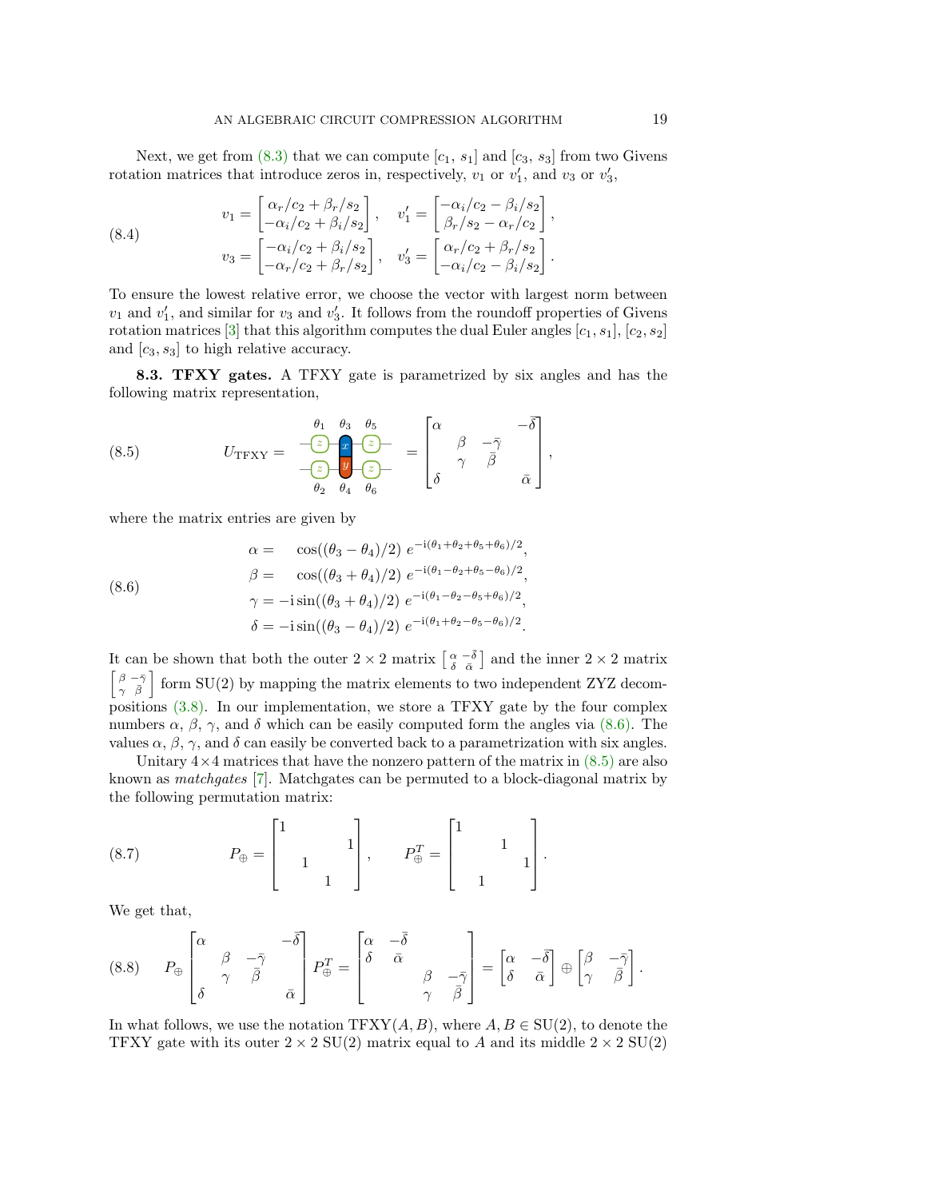Next, we get from (8.3) that we can compute $[c_1, s_1]$ and $[c_3, s_3]$ from two Givens rotation matrices that introduce zeros in, respectively, $v_1$ or $v_1'$, and $v_3$ or $v_3'$,

$$
\begin{aligned}
v_1 &= \begin{bmatrix} \alpha_r/c_2 + \beta_r/s_2 \\ -\alpha_i/c_2 + \beta_i/s_2 \end{bmatrix}, \quad v_1' = \begin{bmatrix} -\alpha_i/c_2 - \beta_i/s_2 \\ \beta_r/s_2 - \alpha_r/c_2 \end{bmatrix}, \\
v_3 &= \begin{bmatrix} -\alpha_i/c_2 + \beta_i/s_2 \\ -\alpha_r/c_2 + \beta_r/s_2 \end{bmatrix}, \quad v_3' = \begin{bmatrix} \alpha_r/c_2 + \beta_r/s_2 \\ -\alpha_i/c_2 - \beta_i/s_2 \end{bmatrix}.
\end{aligned} \tag{8.4}
$$

To ensure the lowest relative error, we choose the vector with largest norm between $v_1$ and $v_1'$, and similar for $v_3$ and $v_3'$. It follows from the roundoff properties of Givens rotation matrices [3] that this algorithm computes the dual Euler angles $[c_1, s_1]$, $[c_2, s_2]$ and $[c_3, s_3]$ to high relative accuracy.

**8.3. TFXY gates.** A TFXY gate is parametrized by six angles and has the following matrix representation,

$$
U_{\mathrm{TFXY}} = \text{[circuit: } z(\theta_1), z(\theta_2) \text{; } x(\theta_3)\text{-}y(\theta_4) \text{; } z(\theta_5), z(\theta_6)\text{]} = \begin{bmatrix} \alpha & & & -\bar{\delta} \\ & \beta & -\bar{\gamma} & \\ & \gamma & \bar{\beta} & \\ \delta & & & \bar{\alpha} \end{bmatrix}, \tag{8.5}
$$

where the matrix entries are given by

$$
\begin{aligned}
\alpha &= \phantom{-\mathrm{i}}\cos((\theta_3 - \theta_4)/2)\ e^{-\mathrm{i}(\theta_1+\theta_2+\theta_5+\theta_6)/2}, \\
\beta &= \phantom{-\mathrm{i}}\cos((\theta_3 + \theta_4)/2)\ e^{-\mathrm{i}(\theta_1-\theta_2+\theta_5-\theta_6)/2}, \\
\gamma &= -\mathrm{i}\sin((\theta_3 + \theta_4)/2)\ e^{-\mathrm{i}(\theta_1-\theta_2-\theta_5+\theta_6)/2}, \\
\delta &= -\mathrm{i}\sin((\theta_3 - \theta_4)/2)\ e^{-\mathrm{i}(\theta_1+\theta_2-\theta_5-\theta_6)/2}.
\end{aligned} \tag{8.6}
$$

It can be shown that both the outer $2 \times 2$ matrix $\left[\begin{smallmatrix} \alpha & -\bar{\delta} \\ \delta & \bar{\alpha} \end{smallmatrix}\right]$ and the inner $2 \times 2$ matrix $\left[\begin{smallmatrix} \beta & -\bar{\gamma} \\ \gamma & \bar{\beta} \end{smallmatrix}\right]$ form SU(2) by mapping the matrix elements to two independent ZYZ decompositions (3.8). In our implementation, we store a TFXY gate by the four complex numbers $\alpha$, $\beta$, $\gamma$, and $\delta$ which can be easily computed form the angles via (8.6). The values $\alpha$, $\beta$, $\gamma$, and $\delta$ can easily be converted back to a parametrization with six angles.

Unitary $4 \times 4$ matrices that have the nonzero pattern of the matrix in (8.5) are also known as *matchgates* [7]. Matchgates can be permuted to a block-diagonal matrix by the following permutation matrix:

$$
P_{\oplus} = \begin{bmatrix} 1 & & & \\ & & & 1 \\ & 1 & & \\ & & 1 & \end{bmatrix}, \qquad P_{\oplus}^T = \begin{bmatrix} 1 & & & \\ & & 1 & \\ & & & 1 \\ & 1 & & \end{bmatrix}. \tag{8.7}
$$

We get that,

$$
P_{\oplus} \begin{bmatrix} \alpha & & & -\bar{\delta} \\ & \beta & -\bar{\gamma} & \\ & \gamma & \bar{\beta} & \\ \delta & & & \bar{\alpha} \end{bmatrix} P_{\oplus}^T = \begin{bmatrix} \alpha & -\bar{\delta} & & \\ \delta & \bar{\alpha} & & \\ & & \beta & -\bar{\gamma} \\ & & \gamma & \bar{\beta} \end{bmatrix} = \begin{bmatrix} \alpha & -\bar{\delta} \\ \delta & \bar{\alpha} \end{bmatrix} \oplus \begin{bmatrix} \beta & -\bar{\gamma} \\ \gamma & \bar{\beta} \end{bmatrix}. \tag{8.8}
$$

In what follows, we use the notation $\mathrm{TFXY}(A, B)$, where $A, B \in \mathrm{SU}(2)$, to denote the TFXY gate with its outer $2 \times 2$ SU(2) matrix equal to $A$ and its middle $2 \times 2$ SU(2)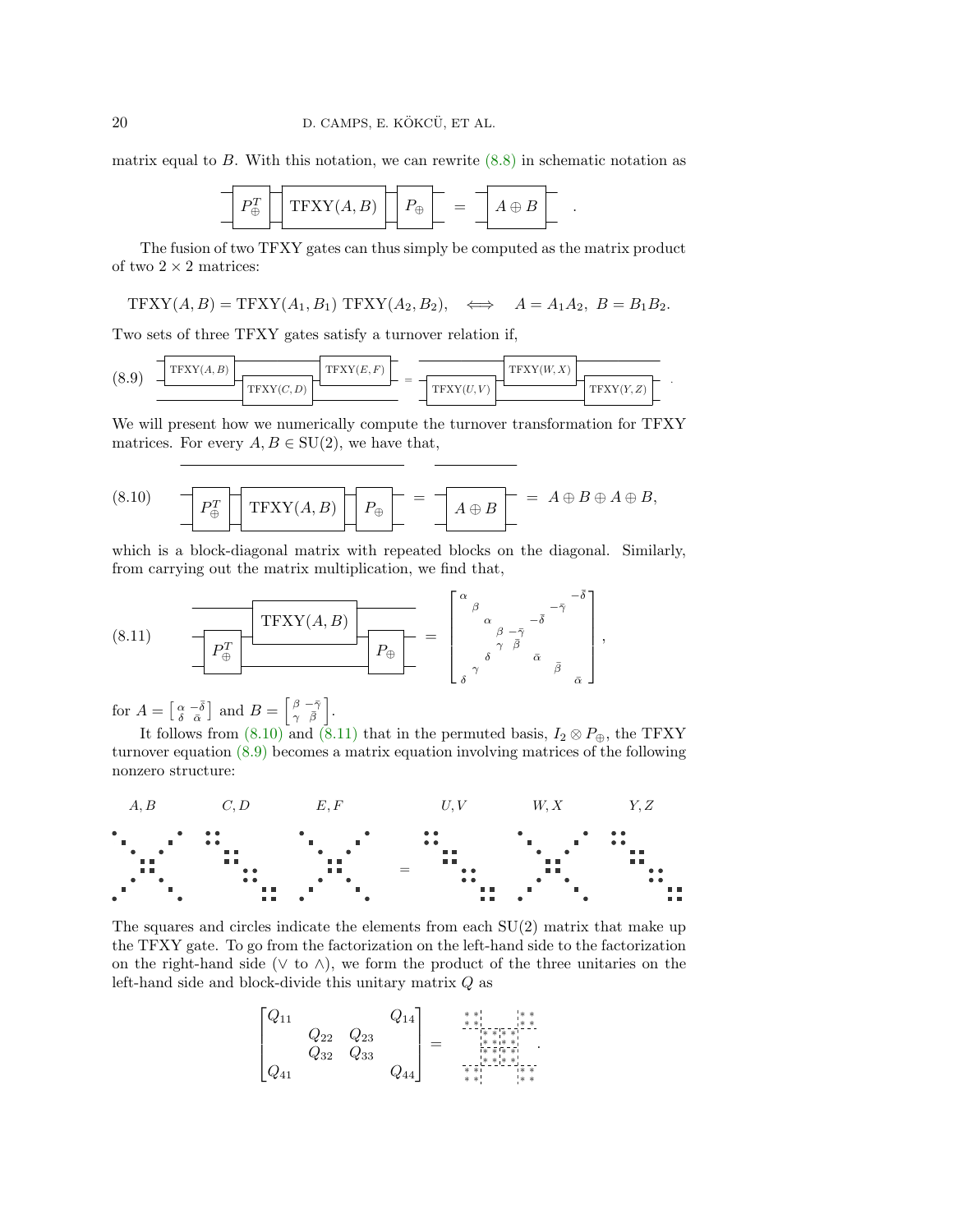matrix equal to $B$. With this notation, we can rewrite (8.8) in schematic notation as

$$P_\oplus^T \; \mathrm{TFXY}(A,B) \; P_\oplus = A \oplus B .$$

The fusion of two TFXY gates can thus simply be computed as the matrix product of two $2 \times 2$ matrices:

$$\mathrm{TFXY}(A,B) = \mathrm{TFXY}(A_1,B_1)\ \mathrm{TFXY}(A_2,B_2), \quad \iff \quad A = A_1A_2,\ B = B_1B_2.$$

Two sets of three TFXY gates satisfy a turnover relation if,

$$(8.9) \qquad \mathrm{TFXY}(A,B)\ \mathrm{TFXY}(C,D)\ \mathrm{TFXY}(E,F) = \mathrm{TFXY}(U,V)\ \mathrm{TFXY}(W,X)\ \mathrm{TFXY}(Y,Z) .$$

We will present how we numerically compute the turnover transformation for TFXY matrices. For every $A, B \in \mathrm{SU}(2)$, we have that,

$$(8.10) \qquad P_\oplus^T \; \mathrm{TFXY}(A,B) \; P_\oplus = A \oplus B = A \oplus B \oplus A \oplus B,$$

which is a block-diagonal matrix with repeated blocks on the diagonal. Similarly, from carrying out the matrix multiplication, we find that,

$$(8.11) \qquad P_\oplus^T \; \mathrm{TFXY}(A,B) \; P_\oplus = \begin{bmatrix} \alpha & & & & & & & -\bar{\delta} \\ & \beta & & & & & -\bar{\gamma} & \\ & & \alpha & & & -\bar{\delta} & & \\ & & & \beta & -\bar{\gamma} & & & \\ & & & \gamma & \bar{\beta} & & & \\ & & \delta & & & \bar{\alpha} & & \\ & \gamma & & & & & \bar{\beta} & \\ \delta & & & & & & & \bar{\alpha} \end{bmatrix},$$

for $A = \left[\begin{smallmatrix} \alpha & -\bar{\delta} \\ \delta & \bar{\alpha} \end{smallmatrix}\right]$ and $B = \left[\begin{smallmatrix} \beta & -\bar{\gamma} \\ \gamma & \bar{\beta} \end{smallmatrix}\right]$.

It follows from (8.10) and (8.11) that in the permuted basis, $I_2 \otimes P_\oplus$, the TFXY turnover equation (8.9) becomes a matrix equation involving matrices of the following nonzero structure:

$$A,B \qquad C,D \qquad E,F \qquad = \qquad U,V \qquad W,X \qquad Y,Z$$

The squares and circles indicate the elements from each SU(2) matrix that make up the TFXY gate. To go from the factorization on the left-hand side to the factorization on the right-hand side ($\vee$ to $\wedge$), we form the product of the three unitaries on the left-hand side and block-divide this unitary matrix $Q$ as

$$\begin{bmatrix} Q_{11} & & & Q_{14} \\ & Q_{22} & Q_{23} & \\ & Q_{32} & Q_{33} & \\ Q_{41} & & & Q_{44} \end{bmatrix} = \begin{bmatrix} * & * & & & & & * & * \\ * & * & & & & & * & * \\ & & * & * & * & * & & \\ & & * & * & * & * & & \\ & & * & * & * & * & & \\ & & * & * & * & * & & \\ * & * & & & & & * & * \\ * & * & & & & & * & * \end{bmatrix}.$$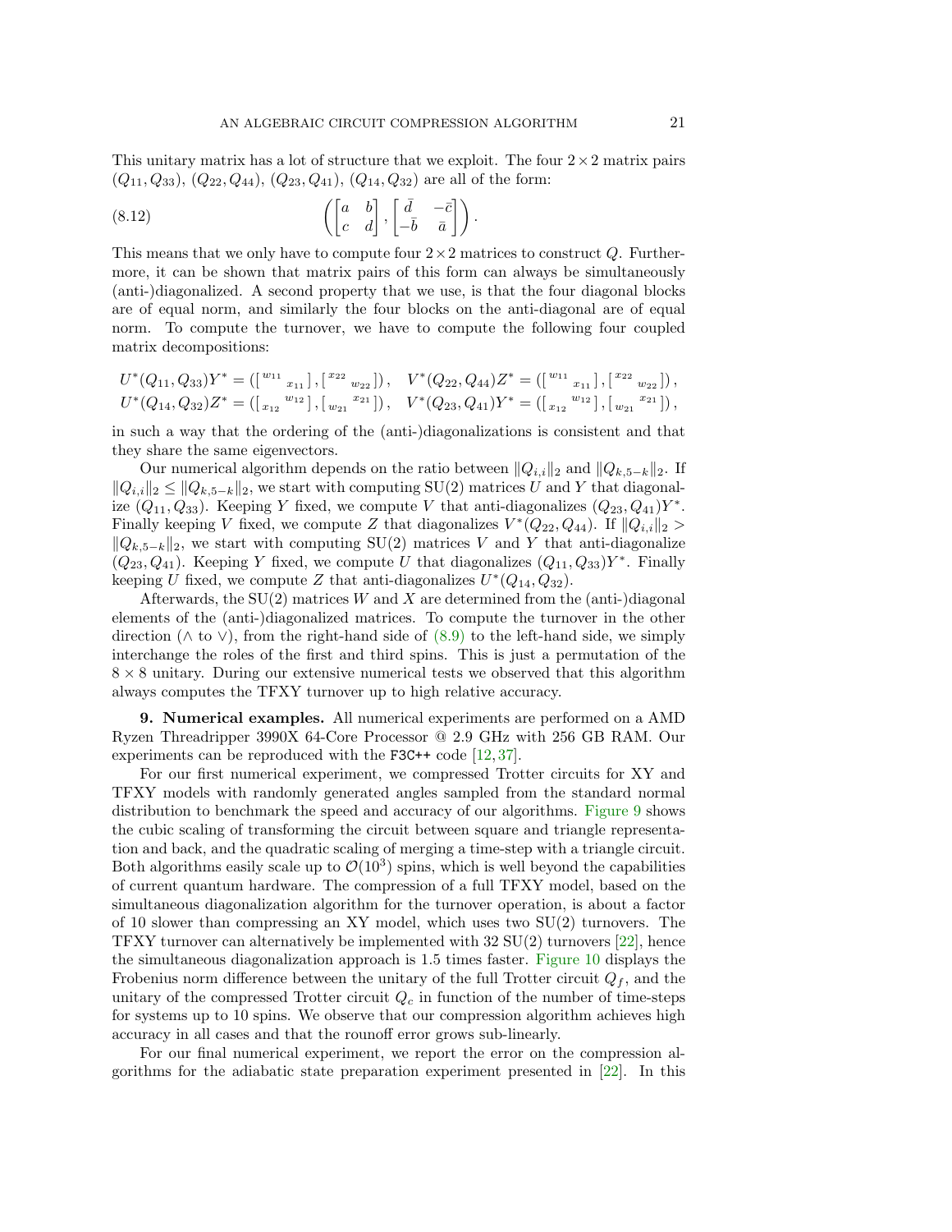This unitary matrix has a lot of structure that we exploit. The four $2 \times 2$ matrix pairs $(Q_{11}, Q_{33})$, $(Q_{22}, Q_{44})$, $(Q_{23}, Q_{41})$, $(Q_{14}, Q_{32})$ are all of the form:

$$\left( \begin{bmatrix} a & b \\ c & d \end{bmatrix}, \begin{bmatrix} \bar{d} & -\bar{c} \\ -\bar{b} & \bar{a} \end{bmatrix} \right). \tag{8.12}$$

This means that we only have to compute four $2 \times 2$ matrices to construct $Q$. Furthermore, it can be shown that matrix pairs of this form can always be simultaneously (anti-)diagonalized. A second property that we use, is that the four diagonal blocks are of equal norm, and similarly the four blocks on the anti-diagonal are of equal norm. To compute the turnover, we have to compute the following four coupled matrix decompositions:

$$U^*(Q_{11}, Q_{33})Y^* = \left(\left[\begin{smallmatrix} w_{11} & \\ & x_{11} \end{smallmatrix}\right], \left[\begin{smallmatrix} x_{22} & \\ & w_{22} \end{smallmatrix}\right]\right), \quad V^*(Q_{22}, Q_{44})Z^* = \left(\left[\begin{smallmatrix} w_{11} & \\ & x_{11} \end{smallmatrix}\right], \left[\begin{smallmatrix} x_{22} & \\ & w_{22} \end{smallmatrix}\right]\right),$$
$$U^*(Q_{14}, Q_{32})Z^* = \left(\left[\begin{smallmatrix} & w_{12} \\ x_{12} & \end{smallmatrix}\right], \left[\begin{smallmatrix} & x_{21} \\ w_{21} & \end{smallmatrix}\right]\right), \quad V^*(Q_{23}, Q_{41})Y^* = \left(\left[\begin{smallmatrix} & w_{12} \\ x_{12} & \end{smallmatrix}\right], \left[\begin{smallmatrix} & x_{21} \\ w_{21} & \end{smallmatrix}\right]\right),$$

in such a way that the ordering of the (anti-)diagonalizations is consistent and that they share the same eigenvectors.

Our numerical algorithm depends on the ratio between $\|Q_{i,i}\|_2$ and $\|Q_{k,5-k}\|_2$. If $\|Q_{i,i}\|_2 \leq \|Q_{k,5-k}\|_2$, we start with computing SU(2) matrices $U$ and $Y$ that diagonalize $(Q_{11}, Q_{33})$. Keeping $Y$ fixed, we compute $V$ that anti-diagonalizes $(Q_{23}, Q_{41})Y^*$. Finally keeping $V$ fixed, we compute $Z$ that diagonalizes $V^*(Q_{22}, Q_{44})$. If $\|Q_{i,i}\|_2 > \|Q_{k,5-k}\|_2$, we start with computing SU(2) matrices $V$ and $Y$ that anti-diagonalize $(Q_{23}, Q_{41})$. Keeping $Y$ fixed, we compute $U$ that diagonalizes $(Q_{11}, Q_{33})Y^*$. Finally keeping $U$ fixed, we compute $Z$ that anti-diagonalizes $U^*(Q_{14}, Q_{32})$.

Afterwards, the SU(2) matrices $W$ and $X$ are determined from the (anti-)diagonal elements of the (anti-)diagonalized matrices. To compute the turnover in the other direction ($\wedge$ to $\vee$), from the right-hand side of (8.9) to the left-hand side, we simply interchange the roles of the first and third spins. This is just a permutation of the $8 \times 8$ unitary. During our extensive numerical tests we observed that this algorithm always computes the TFXY turnover up to high relative accuracy.

## 9. Numerical examples.

All numerical experiments are performed on a AMD Ryzen Threadripper 3990X 64-Core Processor @ 2.9 GHz with 256 GB RAM. Our experiments can be reproduced with the `F3C++` code [12,37].

For our first numerical experiment, we compressed Trotter circuits for XY and TFXY models with randomly generated angles sampled from the standard normal distribution to benchmark the speed and accuracy of our algorithms. Figure 9 shows the cubic scaling of transforming the circuit between square and triangle representation and back, and the quadratic scaling of merging a time-step with a triangle circuit. Both algorithms easily scale up to $\mathcal{O}(10^3)$ spins, which is well beyond the capabilities of current quantum hardware. The compression of a full TFXY model, based on the simultaneous diagonalization algorithm for the turnover operation, is about a factor of 10 slower than compressing an XY model, which uses two SU(2) turnovers. The TFXY turnover can alternatively be implemented with 32 SU(2) turnovers [22], hence the simultaneous diagonalization approach is 1.5 times faster. Figure 10 displays the Frobenius norm difference between the unitary of the full Trotter circuit $Q_f$, and the unitary of the compressed Trotter circuit $Q_c$ in function of the number of time-steps for systems up to 10 spins. We observe that our compression algorithm achieves high accuracy in all cases and that the rounoff error grows sub-linearly.

For our final numerical experiment, we report the error on the compression algorithms for the adiabatic state preparation experiment presented in [22]. In this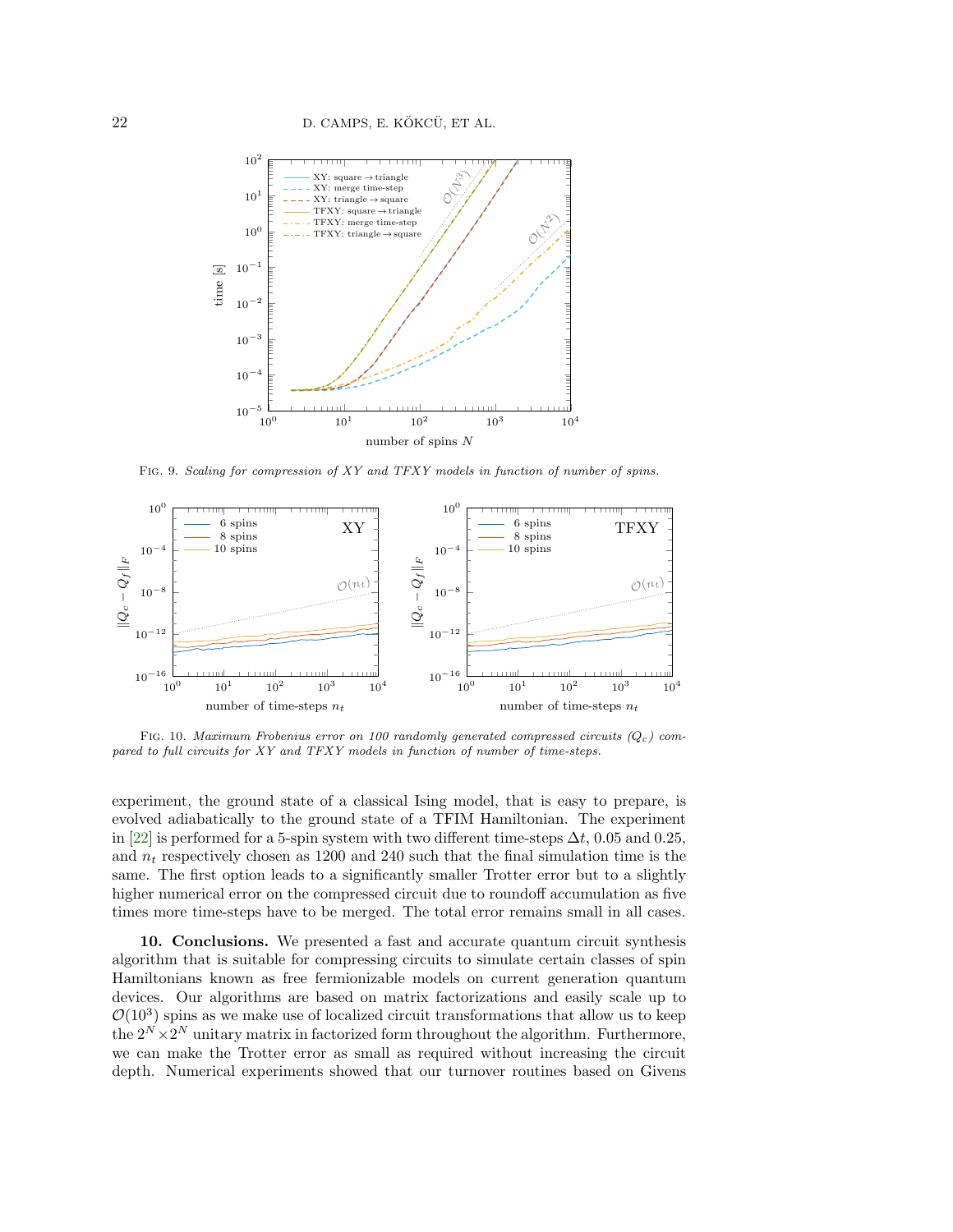FIG. 9. *Scaling for compression of XY and TFXY models in function of number of spins.*

FIG. 10. *Maximum Frobenius error on 100 randomly generated compressed circuits ($Q_c$) compared to full circuits for XY and TFXY models in function of number of time-steps.*

experiment, the ground state of a classical Ising model, that is easy to prepare, is evolved adiabatically to the ground state of a TFIM Hamiltonian. The experiment in [22] is performed for a 5-spin system with two different time-steps $\Delta t$, 0.05 and 0.25, and $n_t$ respectively chosen as 1200 and 240 such that the final simulation time is the same. The first option leads to a significantly smaller Trotter error but to a slightly higher numerical error on the compressed circuit due to roundoff accumulation as five times more time-steps have to be merged. The total error remains small in all cases.

**10. Conclusions.** We presented a fast and accurate quantum circuit synthesis algorithm that is suitable for compressing circuits to simulate certain classes of spin Hamiltonians known as free fermionizable models on current generation quantum devices. Our algorithms are based on matrix factorizations and easily scale up to $\mathcal{O}(10^3)$ spins as we make use of localized circuit transformations that allow us to keep the $2^N \times 2^N$ unitary matrix in factorized form throughout the algorithm. Furthermore, we can make the Trotter error as small as required without increasing the circuit depth. Numerical experiments showed that our turnover routines based on Givens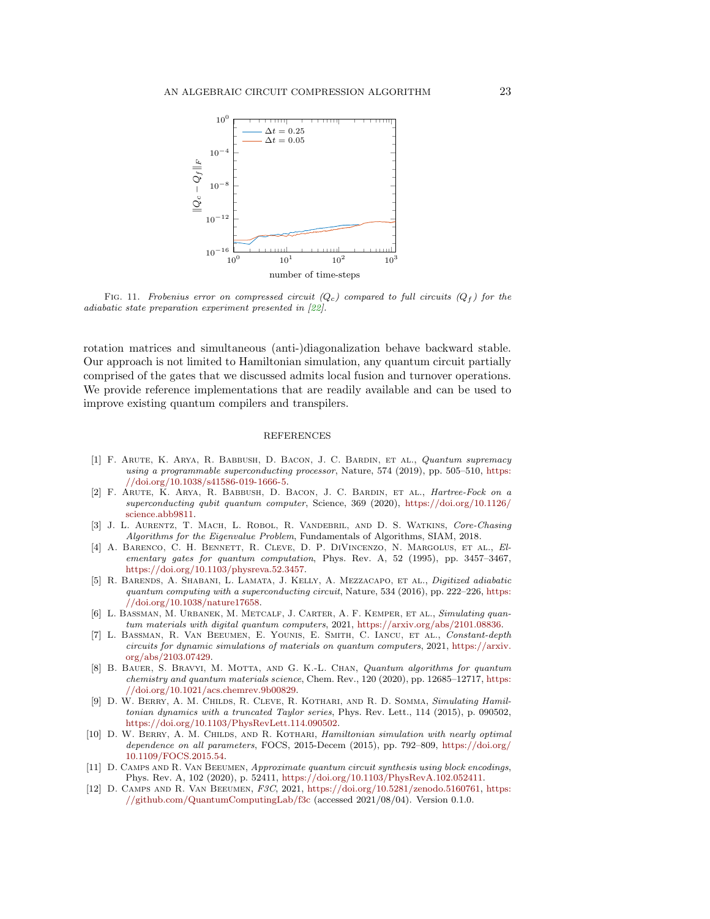FIG. 11. *Frobenius error on compressed circuit ($Q_c$) compared to full circuits ($Q_f$) for the adiabatic state preparation experiment presented in [22].*

rotation matrices and simultaneous (anti-)diagonalization behave backward stable. Our approach is not limited to Hamiltonian simulation, any quantum circuit partially comprised of the gates that we discussed admits local fusion and turnover operations. We provide reference implementations that are readily available and can be used to improve existing quantum compilers and transpilers.

## REFERENCES

[1] F. Arute, K. Arya, R. Babbush, D. Bacon, J. C. Bardin, et al., *Quantum supremacy using a programmable superconducting processor*, Nature, 574 (2019), pp. 505–510, https://doi.org/10.1038/s41586-019-1666-5.

[2] F. Arute, K. Arya, R. Babbush, D. Bacon, J. C. Bardin, et al., *Hartree-Fock on a superconducting qubit quantum computer*, Science, 369 (2020), https://doi.org/10.1126/science.abb9811.

[3] J. L. Aurentz, T. Mach, L. Robol, R. Vandebril, and D. S. Watkins, *Core-Chasing Algorithms for the Eigenvalue Problem*, Fundamentals of Algorithms, SIAM, 2018.

[4] A. Barenco, C. H. Bennett, R. Cleve, D. P. DiVincenzo, N. Margolus, et al., *Elementary gates for quantum computation*, Phys. Rev. A, 52 (1995), pp. 3457–3467, https://doi.org/10.1103/physreva.52.3457.

[5] R. Barends, A. Shabani, L. Lamata, J. Kelly, A. Mezzacapo, et al., *Digitized adiabatic quantum computing with a superconducting circuit*, Nature, 534 (2016), pp. 222–226, https://doi.org/10.1038/nature17658.

[6] L. Bassman, M. Urbanek, M. Metcalf, J. Carter, A. F. Kemper, et al., *Simulating quantum materials with digital quantum computers*, 2021, https://arxiv.org/abs/2101.08836.

[7] L. Bassman, R. Van Beeumen, E. Younis, E. Smith, C. Iancu, et al., *Constant-depth circuits for dynamic simulations of materials on quantum computers*, 2021, https://arxiv.org/abs/2103.07429.

[8] B. Bauer, S. Bravyi, M. Motta, and G. K.-L. Chan, *Quantum algorithms for quantum chemistry and quantum materials science*, Chem. Rev., 120 (2020), pp. 12685–12717, https://doi.org/10.1021/acs.chemrev.9b00829.

[9] D. W. Berry, A. M. Childs, R. Cleve, R. Kothari, and R. D. Somma, *Simulating Hamiltonian dynamics with a truncated Taylor series*, Phys. Rev. Lett., 114 (2015), p. 090502, https://doi.org/10.1103/PhysRevLett.114.090502.

[10] D. W. Berry, A. M. Childs, and R. Kothari, *Hamiltonian simulation with nearly optimal dependence on all parameters*, FOCS, 2015-Decem (2015), pp. 792–809, https://doi.org/10.1109/FOCS.2015.54.

[11] D. Camps and R. Van Beeumen, *Approximate quantum circuit synthesis using block encodings*, Phys. Rev. A, 102 (2020), p. 52411, https://doi.org/10.1103/PhysRevA.102.052411.

[12] D. Camps and R. Van Beeumen, *F3C*, 2021, https://doi.org/10.5281/zenodo.5160761, https://github.com/QuantumComputingLab/f3c (accessed 2021/08/04). Version 0.1.0.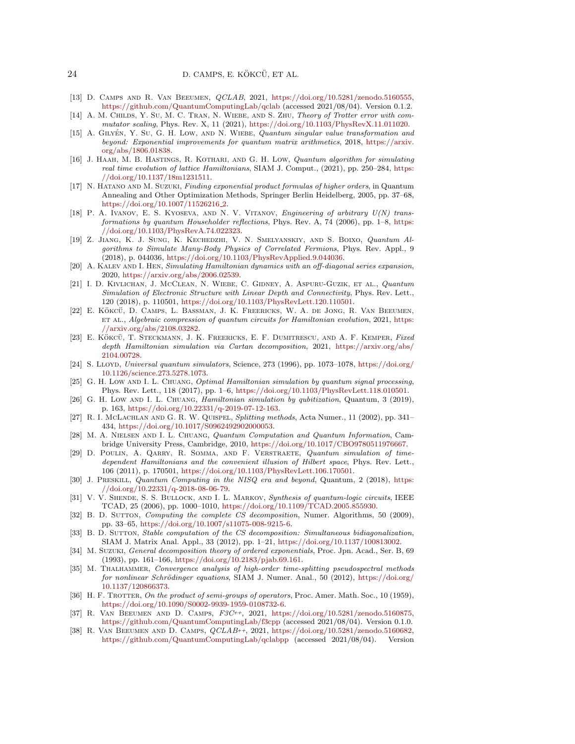[13] D. Camps and R. Van Beeumen, *QCLAB*, 2021, https://doi.org/10.5281/zenodo.5160555, https://github.com/QuantumComputingLab/qclab (accessed 2021/08/04). Version 0.1.2.

[14] A. M. Childs, Y. Su, M. C. Tran, N. Wiebe, and S. Zhu, *Theory of Trotter error with commutator scaling*, Phys. Rev. X, 11 (2021), https://doi.org/10.1103/PhysRevX.11.011020.

[15] A. Gilyén, Y. Su, G. H. Low, and N. Wiebe, *Quantum singular value transformation and beyond: Exponential improvements for quantum matrix arithmetics*, 2018, https://arxiv.org/abs/1806.01838.

[16] J. Haah, M. B. Hastings, R. Kothari, and G. H. Low, *Quantum algorithm for simulating real time evolution of lattice Hamiltonians*, SIAM J. Comput., (2021), pp. 250–284, https://doi.org/10.1137/18m1231511.

[17] N. Hatano and M. Suzuki, *Finding exponential product formulas of higher orders*, in Quantum Annealing and Other Optimization Methods, Springer Berlin Heidelberg, 2005, pp. 37–68, https://doi.org/10.1007/11526216_2.

[18] P. A. Ivanov, E. S. Kyoseva, and N. V. Vitanov, *Engineering of arbitrary U(N) transformations by quantum Householder reflections*, Phys. Rev. A, 74 (2006), pp. 1–8, https://doi.org/10.1103/PhysRevA.74.022323.

[19] Z. Jiang, K. J. Sung, K. Kechedzhi, V. N. Smelyanskiy, and S. Boixo, *Quantum Algorithms to Simulate Many-Body Physics of Correlated Fermions*, Phys. Rev. Appl., 9 (2018), p. 044036, https://doi.org/10.1103/PhysRevApplied.9.044036.

[20] A. Kalev and I. Hen, *Simulating Hamiltonian dynamics with an off-diagonal series expansion*, 2020, https://arxiv.org/abs/2006.02539.

[21] I. D. Kivlichan, J. McClean, N. Wiebe, C. Gidney, A. Aspuru-Guzik, et al., *Quantum Simulation of Electronic Structure with Linear Depth and Connectivity*, Phys. Rev. Lett., 120 (2018), p. 110501, https://doi.org/10.1103/PhysRevLett.120.110501.

[22] E. Kökcü, D. Camps, L. Bassman, J. K. Freericks, W. A. de Jong, R. Van Beeumen, et al., *Algebraic compression of quantum circuits for Hamiltonian evolution*, 2021, https://arxiv.org/abs/2108.03282.

[23] E. Kökcü, T. Steckmann, J. K. Freericks, E. F. Dumitrescu, and A. F. Kemper, *Fixed depth Hamiltonian simulation via Cartan decomposition*, 2021, https://arxiv.org/abs/2104.00728.

[24] S. Lloyd, *Universal quantum simulators*, Science, 273 (1996), pp. 1073–1078, https://doi.org/10.1126/science.273.5278.1073.

[25] G. H. Low and I. L. Chuang, *Optimal Hamiltonian simulation by quantum signal processing*, Phys. Rev. Lett., 118 (2017), pp. 1–6, https://doi.org/10.1103/PhysRevLett.118.010501.

[26] G. H. Low and I. L. Chuang, *Hamiltonian simulation by qubitization*, Quantum, 3 (2019), p. 163, https://doi.org/10.22331/q-2019-07-12-163.

[27] R. I. McLachlan and G. R. W. Quispel, *Splitting methods*, Acta Numer., 11 (2002), pp. 341–434, https://doi.org/10.1017/S0962492902000053.

[28] M. A. Nielsen and I. L. Chuang, *Quantum Computation and Quantum Information*, Cambridge University Press, Cambridge, 2010, https://doi.org/10.1017/CBO9780511976667.

[29] D. Poulin, A. Qarry, R. Somma, and F. Verstraete, *Quantum simulation of time-dependent Hamiltonians and the convenient illusion of Hilbert space*, Phys. Rev. Lett., 106 (2011), p. 170501, https://doi.org/10.1103/PhysRevLett.106.170501.

[30] J. Preskill, *Quantum Computing in the NISQ era and beyond*, Quantum, 2 (2018), https://doi.org/10.22331/q-2018-08-06-79.

[31] V. V. Shende, S. S. Bullock, and I. L. Markov, *Synthesis of quantum-logic circuits*, IEEE TCAD, 25 (2006), pp. 1000–1010, https://doi.org/10.1109/TCAD.2005.855930.

[32] B. D. Sutton, *Computing the complete CS decomposition*, Numer. Algorithms, 50 (2009), pp. 33–65, https://doi.org/10.1007/s11075-008-9215-6.

[33] B. D. Sutton, *Stable computation of the CS decomposition: Simultaneous bidiagonalization*, SIAM J. Matrix Anal. Appl., 33 (2012), pp. 1–21, https://doi.org/10.1137/100813002.

[34] M. Suzuki, *General decomposition theory of ordered exponentials*, Proc. Jpn. Acad., Ser. B, 69 (1993), pp. 161–166, https://doi.org/10.2183/pjab.69.161.

[35] M. Thalhammer, *Convergence analysis of high-order time-splitting pseudospectral methods for nonlinear Schrödinger equations*, SIAM J. Numer. Anal., 50 (2012), https://doi.org/10.1137/120866373.

[36] H. F. Trotter, *On the product of semi-groups of operators*, Proc. Amer. Math. Soc., 10 (1959), https://doi.org/10.1090/S0002-9939-1959-0108732-6.

[37] R. Van Beeumen and D. Camps, *F3C++*, 2021, https://doi.org/10.5281/zenodo.5160875, https://github.com/QuantumComputingLab/f3cpp (accessed 2021/08/04). Version 0.1.0.

[38] R. Van Beeumen and D. Camps, *QCLAB++*, 2021, https://doi.org/10.5281/zenodo.5160682, https://github.com/QuantumComputingLab/qclabpp (accessed 2021/08/04). Version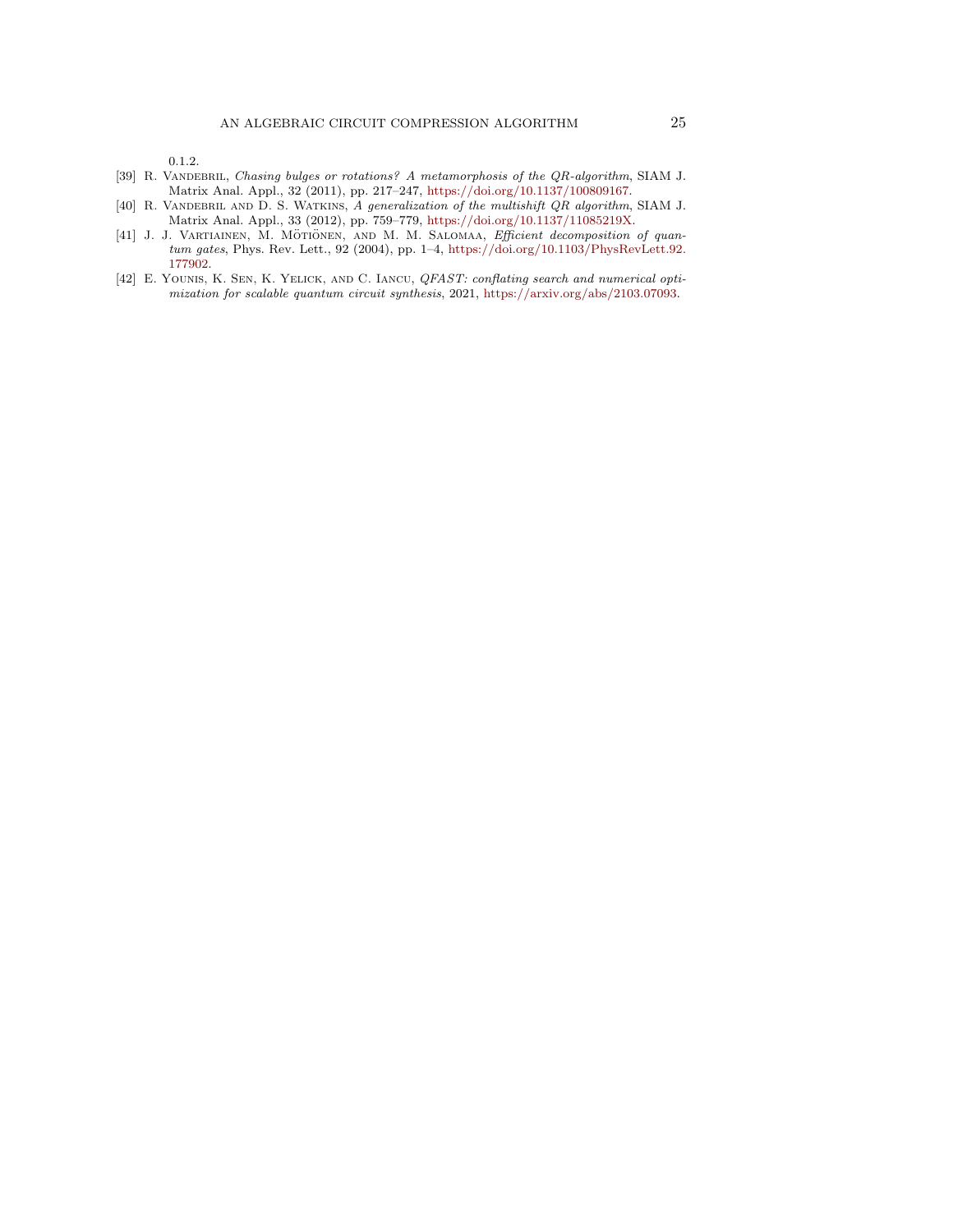0.1.2.

[39] R. Vandebril, *Chasing bulges or rotations? A metamorphosis of the QR-algorithm*, SIAM J. Matrix Anal. Appl., 32 (2011), pp. 217–247, https://doi.org/10.1137/100809167.

[40] R. Vandebril and D. S. Watkins, *A generalization of the multishift QR algorithm*, SIAM J. Matrix Anal. Appl., 33 (2012), pp. 759–779, https://doi.org/10.1137/11085219X.

[41] J. J. Vartiainen, M. Möttönen, and M. M. Salomaa, *Efficient decomposition of quantum gates*, Phys. Rev. Lett., 92 (2004), pp. 1–4, https://doi.org/10.1103/PhysRevLett.92.177902.

[42] E. Younis, K. Sen, K. Yelick, and C. Iancu, *QFAST: conflating search and numerical optimization for scalable quantum circuit synthesis*, 2021, https://arxiv.org/abs/2103.07093.